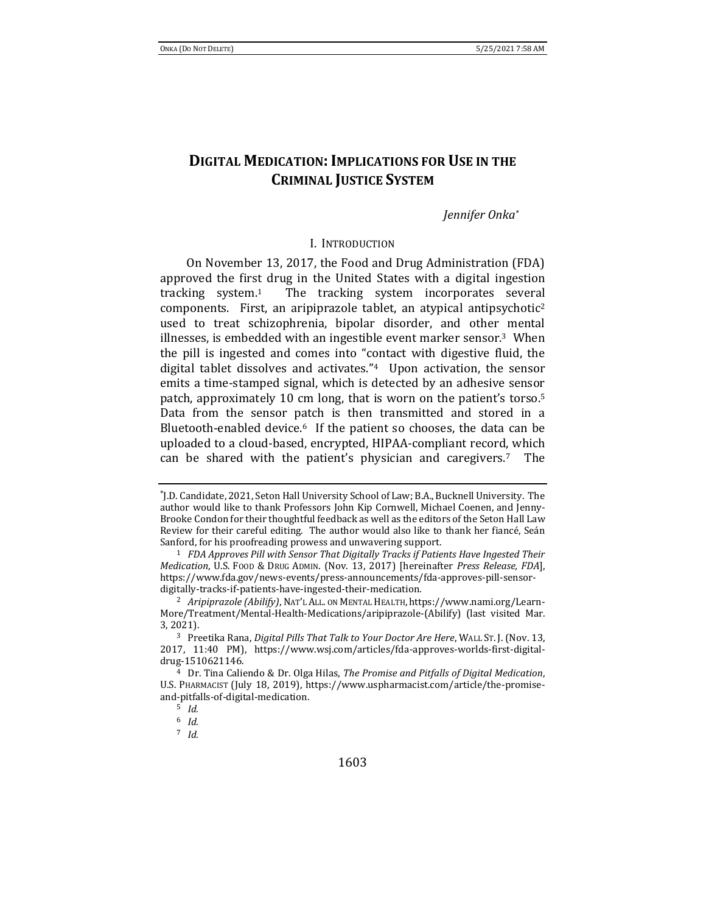# DIGITAL MEDICATION: IMPLICATIONS FOR USE IN THE CRIMINAL JUSTICE SYSTEM

*Jennifer Onka*[*]

## I. INTRODUCTION

On November 13, 2017, the Food and Drug Administration (FDA) approved the first drug in the United States with a digital ingestion tracking system.[1] The tracking system incorporates several components. First, an aripiprazole tablet, an atypical antipsychotic[2] used to treat schizophrenia, bipolar disorder, and other mental illnesses, is embedded with an ingestible event marker sensor.[3] When the pill is ingested and comes into "contact with digestive fluid, the digital tablet dissolves and activates."[4] Upon activation, the sensor emits a time-stamped signal, which is detected by an adhesive sensor patch, approximately 10 cm long, that is worn on the patient's torso.[5] Data from the sensor patch is then transmitted and stored in a Bluetooth-enabled device.[6] If the patient so chooses, the data can be uploaded to a cloud-based, encrypted, HIPAA-compliant record, which can be shared with the patient's physician and caregivers.[7] The

---

[*] J.D. Candidate, 2021, Seton Hall University School of Law; B.A., Bucknell University. The author would like to thank Professors John Kip Cornwell, Michael Coenen, and Jenny-Brooke Condon for their thoughtful feedback as well as the editors of the Seton Hall Law Review for their careful editing. The author would also like to thank her fiancé, Seán Sanford, for his proofreading prowess and unwavering support.

[1] *FDA Approves Pill with Sensor That Digitally Tracks if Patients Have Ingested Their Medication*, U.S. FOOD & DRUG ADMIN. (Nov. 13, 2017) [hereinafter *Press Release, FDA*], https://www.fda.gov/news-events/press-announcements/fda-approves-pill-sensor-digitally-tracks-if-patients-have-ingested-their-medication.

[2] *Aripiprazole (Abilify)*, NAT'L ALL. ON MENTAL HEALTH, https://www.nami.org/Learn-More/Treatment/Mental-Health-Medications/aripiprazole-(Abilify) (last visited Mar. 3, 2021).

[3] Preetika Rana, *Digital Pills That Talk to Your Doctor Are Here*, WALL ST. J. (Nov. 13, 2017, 11:40 PM), https://www.wsj.com/articles/fda-approves-worlds-first-digital-drug-1510621146.

[4] Dr. Tina Caliendo & Dr. Olga Hilas, *The Promise and Pitfalls of Digital Medication*, U.S. PHARMACIST (July 18, 2019), https://www.uspharmacist.com/article/the-promise-and-pitfalls-of-digital-medication.

[5] *Id.*

[6] *Id.*

[7] *Id.*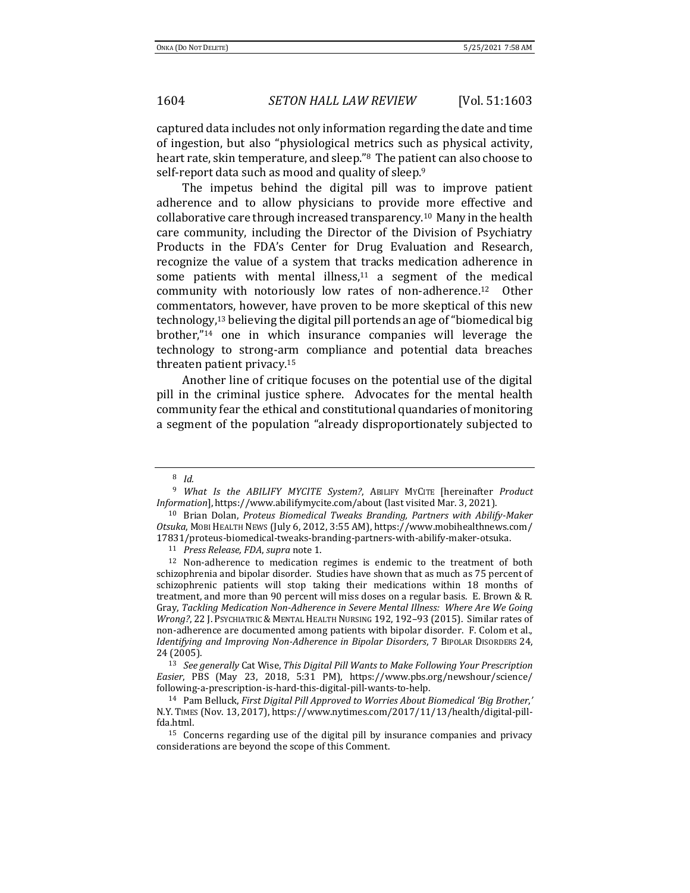captured data includes not only information regarding the date and time of ingestion, but also "physiological metrics such as physical activity, heart rate, skin temperature, and sleep."[8] The patient can also choose to self-report data such as mood and quality of sleep.[9]

The impetus behind the digital pill was to improve patient adherence and to allow physicians to provide more effective and collaborative care through increased transparency.[10] Many in the health care community, including the Director of the Division of Psychiatry Products in the FDA's Center for Drug Evaluation and Research, recognize the value of a system that tracks medication adherence in some patients with mental illness,[11] a segment of the medical community with notoriously low rates of non-adherence.[12] Other commentators, however, have proven to be more skeptical of this new technology,[13] believing the digital pill portends an age of "biomedical big brother,"[14] one in which insurance companies will leverage the technology to strong-arm compliance and potential data breaches threaten patient privacy.[15]

Another line of critique focuses on the potential use of the digital pill in the criminal justice sphere. Advocates for the mental health community fear the ethical and constitutional quandaries of monitoring a segment of the population "already disproportionately subjected to

---

[8] *Id.*

[9] *What Is the ABILIFY MYCITE System?*, ABILIFY MYCITE [hereinafter *Product Information*], https://www.abilifymycite.com/about (last visited Mar. 3, 2021).

[10] Brian Dolan, *Proteus Biomedical Tweaks Branding, Partners with Abilify-Maker Otsuka*, MOBI HEALTH NEWS (July 6, 2012, 3:55 AM), https://www.mobihealthnews.com/17831/proteus-biomedical-tweaks-branding-partners-with-abilify-maker-otsuka.

[11] *Press Release, FDA*, *supra* note 1.

[12] Non-adherence to medication regimes is endemic to the treatment of both schizophrenia and bipolar disorder. Studies have shown that as much as 75 percent of schizophrenic patients will stop taking their medications within 18 months of treatment, and more than 90 percent will miss doses on a regular basis. E. Brown & R. Gray, *Tackling Medication Non-Adherence in Severe Mental Illness: Where Are We Going Wrong?*, 22 J. PSYCHIATRIC & MENTAL HEALTH NURSING 192, 192–93 (2015). Similar rates of non-adherence are documented among patients with bipolar disorder. F. Colom et al., *Identifying and Improving Non-Adherence in Bipolar Disorders*, 7 BIPOLAR DISORDERS 24, 24 (2005).

[13] *See generally* Cat Wise, *This Digital Pill Wants to Make Following Your Prescription Easier*, PBS (May 23, 2018, 5:31 PM), https://www.pbs.org/newshour/science/following-a-prescription-is-hard-this-digital-pill-wants-to-help.

[14] Pam Belluck, *First Digital Pill Approved to Worries About Biomedical 'Big Brother*,*'* N.Y. TIMES (Nov. 13, 2017), https://www.nytimes.com/2017/11/13/health/digital-pill-fda.html.

[15] Concerns regarding use of the digital pill by insurance companies and privacy considerations are beyond the scope of this Comment.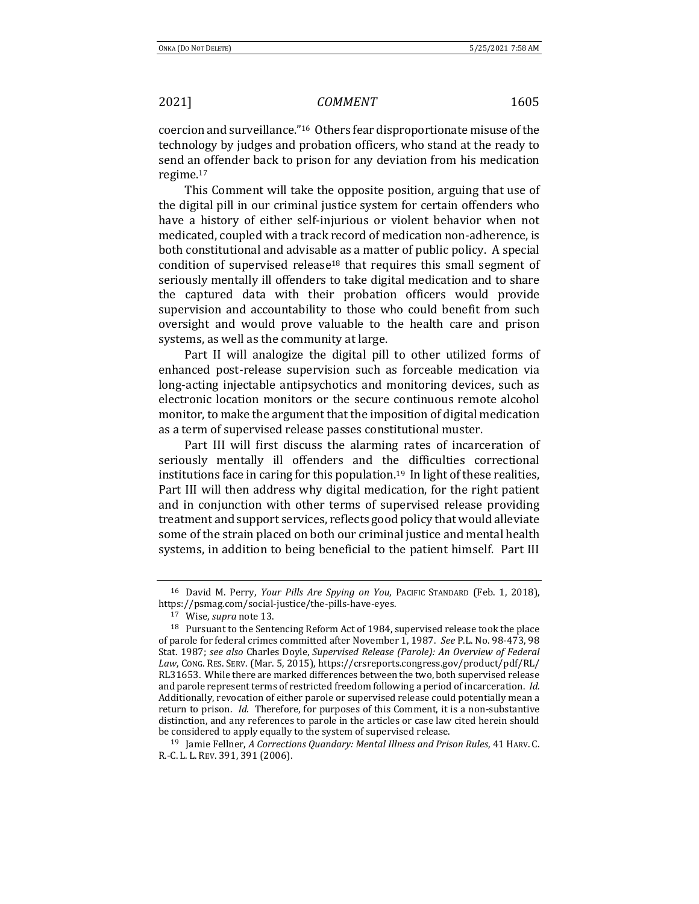coercion and surveillance."[16] Others fear disproportionate misuse of the technology by judges and probation officers, who stand at the ready to send an offender back to prison for any deviation from his medication regime.[17]

This Comment will take the opposite position, arguing that use of the digital pill in our criminal justice system for certain offenders who have a history of either self-injurious or violent behavior when not medicated, coupled with a track record of medication non-adherence, is both constitutional and advisable as a matter of public policy. A special condition of supervised release[18] that requires this small segment of seriously mentally ill offenders to take digital medication and to share the captured data with their probation officers would provide supervision and accountability to those who could benefit from such oversight and would prove valuable to the health care and prison systems, as well as the community at large.

Part II will analogize the digital pill to other utilized forms of enhanced post-release supervision such as forceable medication via long-acting injectable antipsychotics and monitoring devices, such as electronic location monitors or the secure continuous remote alcohol monitor, to make the argument that the imposition of digital medication as a term of supervised release passes constitutional muster.

Part III will first discuss the alarming rates of incarceration of seriously mentally ill offenders and the difficulties correctional institutions face in caring for this population.[19] In light of these realities, Part III will then address why digital medication, for the right patient and in conjunction with other terms of supervised release providing treatment and support services, reflects good policy that would alleviate some of the strain placed on both our criminal justice and mental health systems, in addition to being beneficial to the patient himself. Part III

---

[16] David M. Perry, *Your Pills Are Spying on You*, PACIFIC STANDARD (Feb. 1, 2018), https://psmag.com/social-justice/the-pills-have-eyes.

[17] Wise, *supra* note 13.

[18] Pursuant to the Sentencing Reform Act of 1984, supervised release took the place of parole for federal crimes committed after November 1, 1987. *See* P.L. No. 98-473, 98 Stat. 1987; *see also* Charles Doyle, *Supervised Release (Parole): An Overview of Federal Law*, CONG. RES. SERV. (Mar. 5, 2015), https://crsreports.congress.gov/product/pdf/RL/RL31653. While there are marked differences between the two, both supervised release and parole represent terms of restricted freedom following a period of incarceration. *Id.* Additionally, revocation of either parole or supervised release could potentially mean a return to prison. *Id.* Therefore, for purposes of this Comment, it is a non-substantive distinction, and any references to parole in the articles or case law cited herein should be considered to apply equally to the system of supervised release.

[19] Jamie Fellner, *A Corrections Quandary: Mental Illness and Prison Rules*, 41 HARV. C.R.-C. L. L. REV. 391, 391 (2006).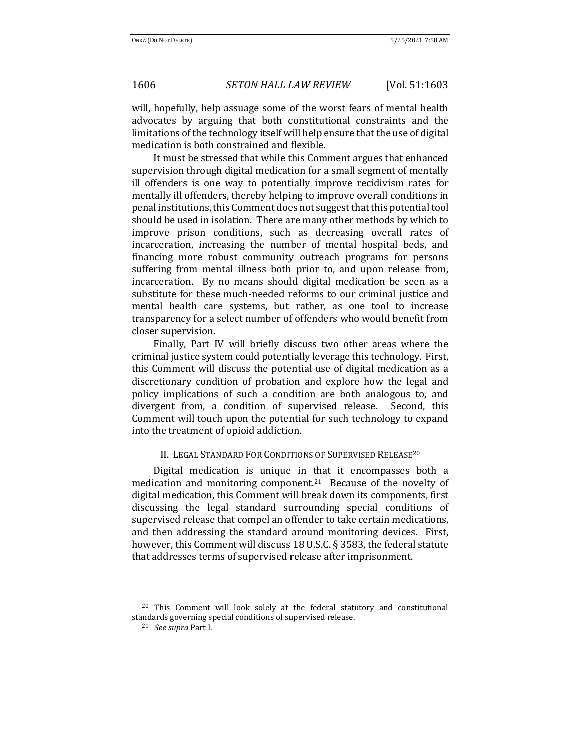will, hopefully, help assuage some of the worst fears of mental health advocates by arguing that both constitutional constraints and the limitations of the technology itself will help ensure that the use of digital medication is both constrained and flexible.

It must be stressed that while this Comment argues that enhanced supervision through digital medication for a small segment of mentally ill offenders is one way to potentially improve recidivism rates for mentally ill offenders, thereby helping to improve overall conditions in penal institutions, this Comment does not suggest that this potential tool should be used in isolation. There are many other methods by which to improve prison conditions, such as decreasing overall rates of incarceration, increasing the number of mental hospital beds, and financing more robust community outreach programs for persons suffering from mental illness both prior to, and upon release from, incarceration. By no means should digital medication be seen as a substitute for these much-needed reforms to our criminal justice and mental health care systems, but rather, as one tool to increase transparency for a select number of offenders who would benefit from closer supervision.

Finally, Part IV will briefly discuss two other areas where the criminal justice system could potentially leverage this technology. First, this Comment will discuss the potential use of digital medication as a discretionary condition of probation and explore how the legal and policy implications of such a condition are both analogous to, and divergent from, a condition of supervised release. Second, this Comment will touch upon the potential for such technology to expand into the treatment of opioid addiction.

## II. Legal Standard For Conditions of Supervised Release[20]

Digital medication is unique in that it encompasses both a medication and monitoring component.[21] Because of the novelty of digital medication, this Comment will break down its components, first discussing the legal standard surrounding special conditions of supervised release that compel an offender to take certain medications, and then addressing the standard around monitoring devices. First, however, this Comment will discuss 18 U.S.C. § 3583, the federal statute that addresses terms of supervised release after imprisonment.

---

[20] This Comment will look solely at the federal statutory and constitutional standards governing special conditions of supervised release.

[21] *See supra* Part I.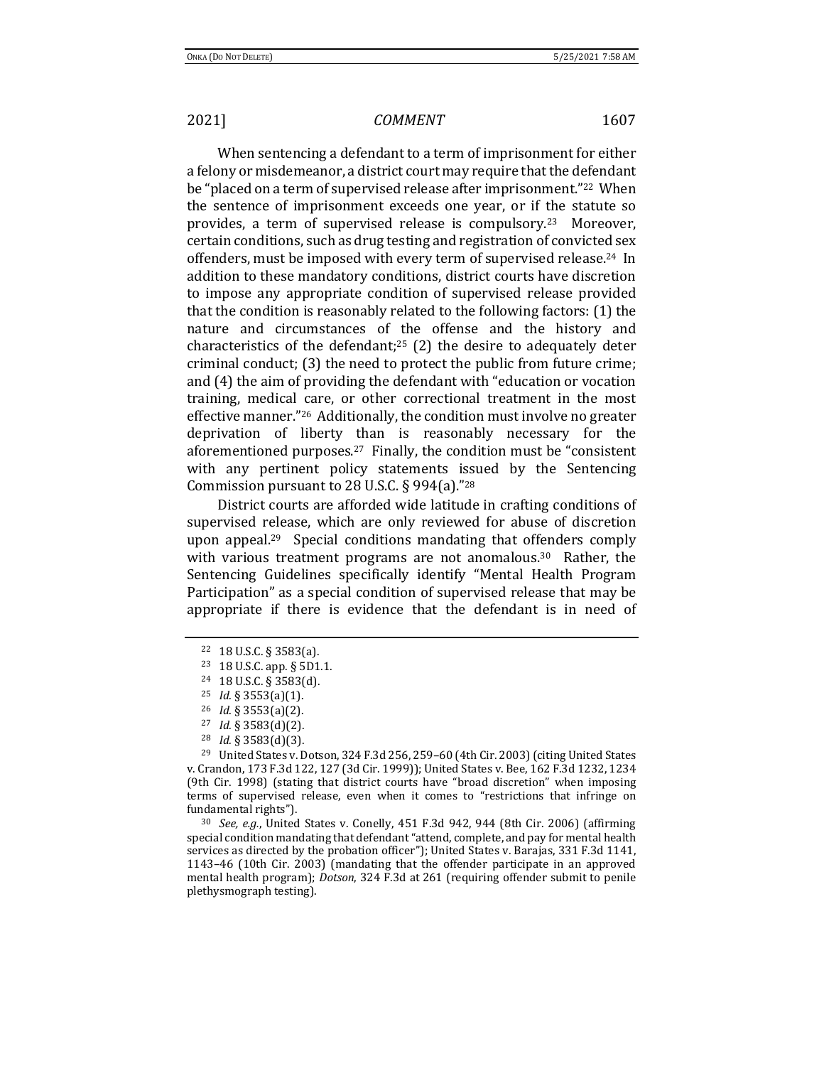When sentencing a defendant to a term of imprisonment for either a felony or misdemeanor, a district court may require that the defendant be "placed on a term of supervised release after imprisonment."[22] When the sentence of imprisonment exceeds one year, or if the statute so provides, a term of supervised release is compulsory.[23] Moreover, certain conditions, such as drug testing and registration of convicted sex offenders, must be imposed with every term of supervised release.[24] In addition to these mandatory conditions, district courts have discretion to impose any appropriate condition of supervised release provided that the condition is reasonably related to the following factors: (1) the nature and circumstances of the offense and the history and characteristics of the defendant;[25] (2) the desire to adequately deter criminal conduct; (3) the need to protect the public from future crime; and (4) the aim of providing the defendant with "education or vocation training, medical care, or other correctional treatment in the most effective manner."[26] Additionally, the condition must involve no greater deprivation of liberty than is reasonably necessary for the aforementioned purposes.[27] Finally, the condition must be "consistent with any pertinent policy statements issued by the Sentencing Commission pursuant to 28 U.S.C. § 994(a)."[28]

District courts are afforded wide latitude in crafting conditions of supervised release, which are only reviewed for abuse of discretion upon appeal.[29] Special conditions mandating that offenders comply with various treatment programs are not anomalous.[30] Rather, the Sentencing Guidelines specifically identify "Mental Health Program Participation" as a special condition of supervised release that may be appropriate if there is evidence that the defendant is in need of

---

[22] 18 U.S.C. § 3583(a).

[23] 18 U.S.C. app. § 5D1.1.

[24] 18 U.S.C. § 3583(d).

[25] *Id.* § 3553(a)(1).

[26] *Id.* § 3553(a)(2).

[27] *Id.* § 3583(d)(2).

[28] *Id.* § 3583(d)(3).

[29] United States v. Dotson, 324 F.3d 256, 259–60 (4th Cir. 2003) (citing United States v. Crandon, 173 F.3d 122, 127 (3d Cir. 1999)); United States v. Bee, 162 F.3d 1232, 1234 (9th Cir. 1998) (stating that district courts have "broad discretion" when imposing terms of supervised release, even when it comes to "restrictions that infringe on fundamental rights").

[30] *See, e.g.*, United States v. Conelly, 451 F.3d 942, 944 (8th Cir. 2006) (affirming special condition mandating that defendant "attend, complete, and pay for mental health services as directed by the probation officer"); United States v. Barajas, 331 F.3d 1141, 1143–46 (10th Cir. 2003) (mandating that the offender participate in an approved mental health program); *Dotson*, 324 F.3d at 261 (requiring offender submit to penile plethysmograph testing).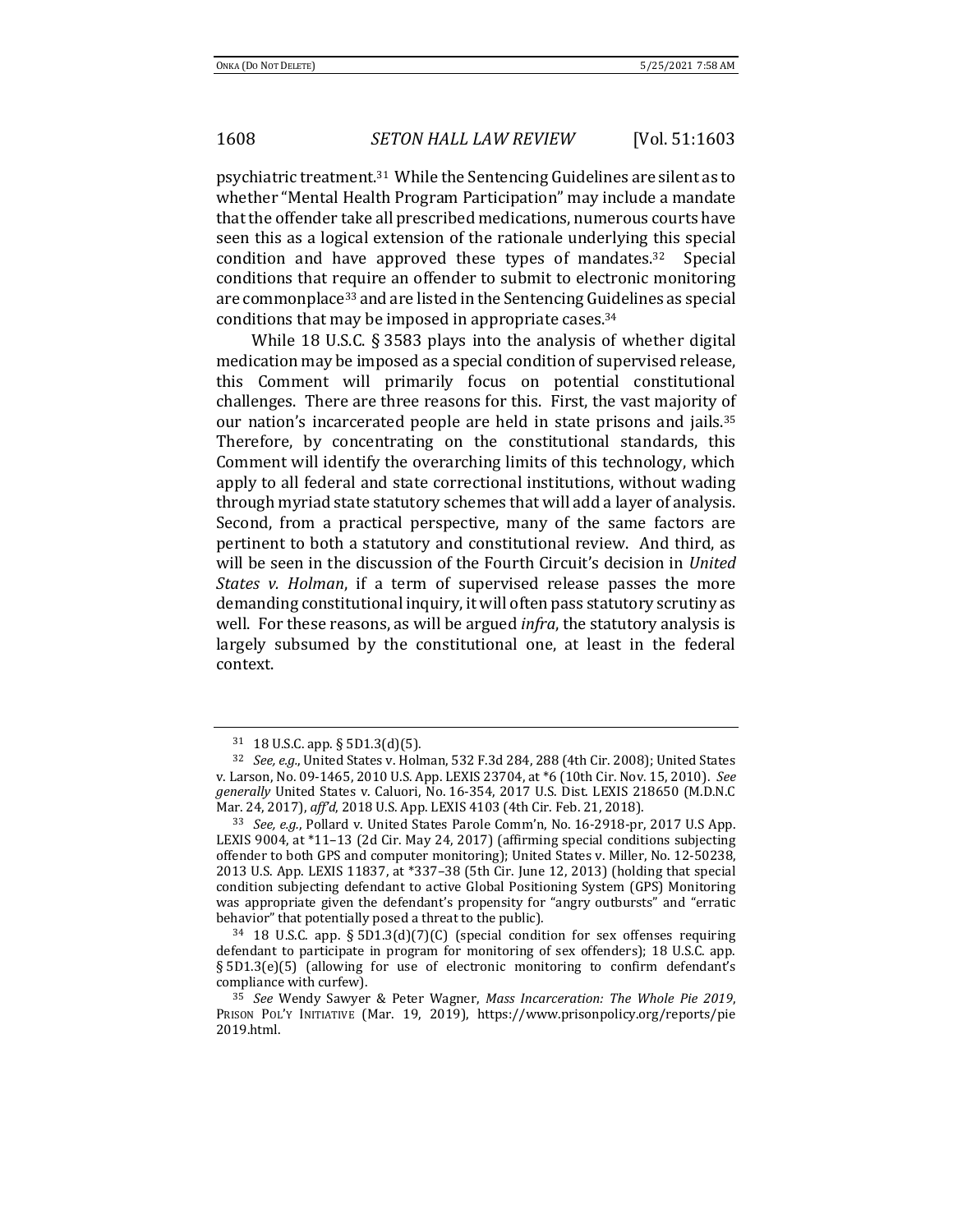psychiatric treatment.[31] While the Sentencing Guidelines are silent as to whether "Mental Health Program Participation" may include a mandate that the offender take all prescribed medications, numerous courts have seen this as a logical extension of the rationale underlying this special condition and have approved these types of mandates.[32] Special conditions that require an offender to submit to electronic monitoring are commonplace[33] and are listed in the Sentencing Guidelines as special conditions that may be imposed in appropriate cases.[34]

While 18 U.S.C. § 3583 plays into the analysis of whether digital medication may be imposed as a special condition of supervised release, this Comment will primarily focus on potential constitutional challenges. There are three reasons for this. First, the vast majority of our nation's incarcerated people are held in state prisons and jails.[35] Therefore, by concentrating on the constitutional standards, this Comment will identify the overarching limits of this technology, which apply to all federal and state correctional institutions, without wading through myriad state statutory schemes that will add a layer of analysis. Second, from a practical perspective, many of the same factors are pertinent to both a statutory and constitutional review. And third, as will be seen in the discussion of the Fourth Circuit's decision in *United States v. Holman*, if a term of supervised release passes the more demanding constitutional inquiry, it will often pass statutory scrutiny as well. For these reasons, as will be argued *infra*, the statutory analysis is largely subsumed by the constitutional one, at least in the federal context.

---

[31] 18 U.S.C. app. § 5D1.3(d)(5).

[32] *See, e.g.*, United States v. Holman, 532 F.3d 284, 288 (4th Cir. 2008); United States v. Larson, No. 09-1465, 2010 U.S. App. LEXIS 23704, at *6 (10th Cir. Nov. 15, 2010). *See generally* United States v. Caluori, No. 16-354, 2017 U.S. Dist. LEXIS 218650 (M.D.N.C Mar. 24, 2017), *aff'd*, 2018 U.S. App. LEXIS 4103 (4th Cir. Feb. 21, 2018).

[33] *See, e.g.*, Pollard v. United States Parole Comm'n, No. 16-2918-pr, 2017 U.S App. LEXIS 9004, at *11–13 (2d Cir. May 24, 2017) (affirming special conditions subjecting offender to both GPS and computer monitoring); United States v. Miller, No. 12-50238, 2013 U.S. App. LEXIS 11837, at *337–38 (5th Cir. June 12, 2013) (holding that special condition subjecting defendant to active Global Positioning System (GPS) Monitoring was appropriate given the defendant's propensity for "angry outbursts" and "erratic behavior" that potentially posed a threat to the public).

[34] 18 U.S.C. app. § 5D1.3(d)(7)(C) (special condition for sex offenses requiring defendant to participate in program for monitoring of sex offenders); 18 U.S.C. app. § 5D1.3(e)(5) (allowing for use of electronic monitoring to confirm defendant's compliance with curfew).

[35] *See* Wendy Sawyer & Peter Wagner, *Mass Incarceration: The Whole Pie 2019*, PRISON POL'Y INITIATIVE (Mar. 19, 2019), https://www.prisonpolicy.org/reports/pie2019.html.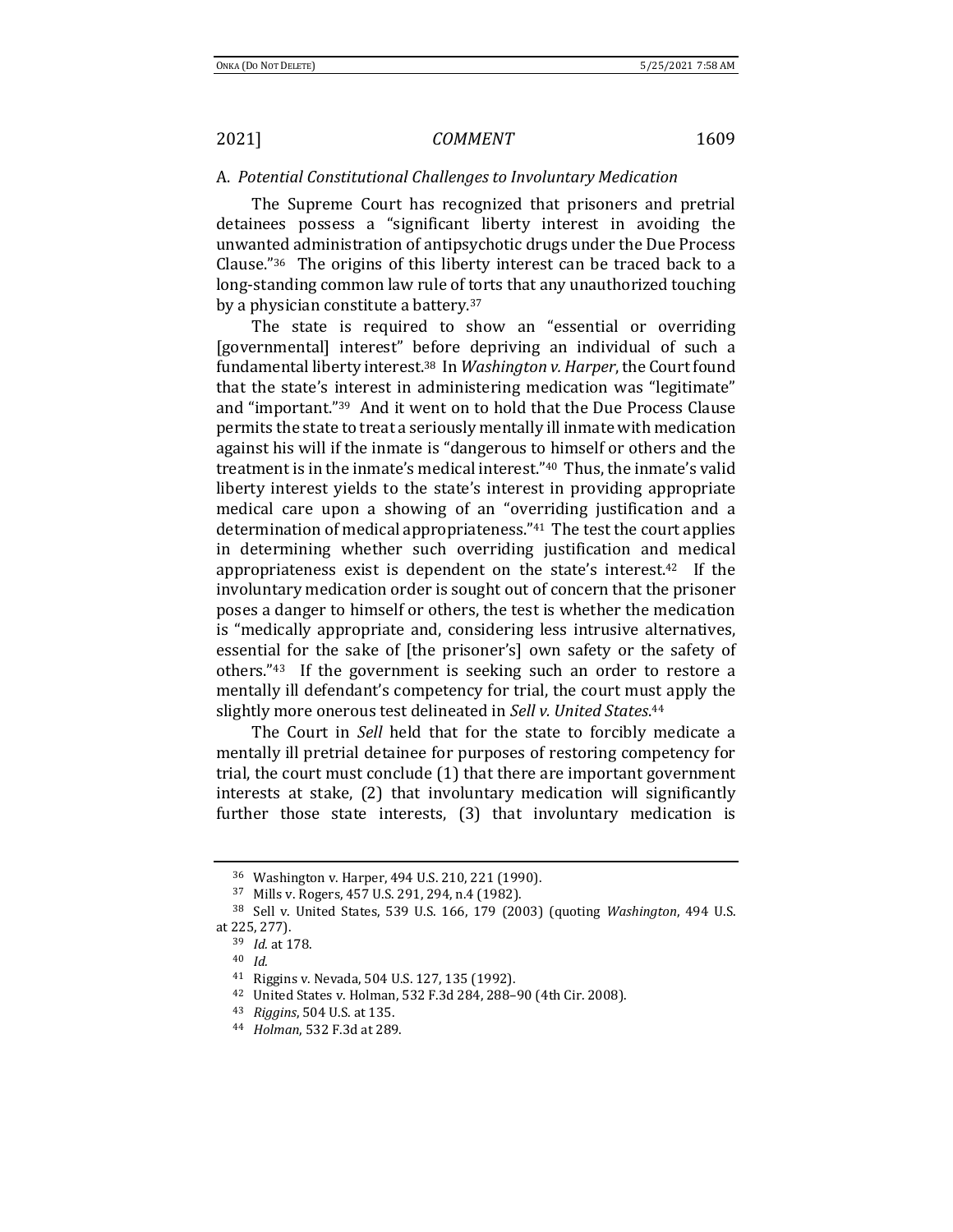### A. *Potential Constitutional Challenges to Involuntary Medication*

The Supreme Court has recognized that prisoners and pretrial detainees possess a "significant liberty interest in avoiding the unwanted administration of antipsychotic drugs under the Due Process Clause."[36] The origins of this liberty interest can be traced back to a long-standing common law rule of torts that any unauthorized touching by a physician constitute a battery.[37]

The state is required to show an "essential or overriding [governmental] interest" before depriving an individual of such a fundamental liberty interest.[38] In *Washington v. Harper*, the Court found that the state's interest in administering medication was "legitimate" and "important."[39] And it went on to hold that the Due Process Clause permits the state to treat a seriously mentally ill inmate with medication against his will if the inmate is "dangerous to himself or others and the treatment is in the inmate's medical interest."[40] Thus, the inmate's valid liberty interest yields to the state's interest in providing appropriate medical care upon a showing of an "overriding justification and a determination of medical appropriateness."[41] The test the court applies in determining whether such overriding justification and medical appropriateness exist is dependent on the state's interest.[42] If the involuntary medication order is sought out of concern that the prisoner poses a danger to himself or others, the test is whether the medication is "medically appropriate and, considering less intrusive alternatives, essential for the sake of [the prisoner's] own safety or the safety of others."[43] If the government is seeking such an order to restore a mentally ill defendant's competency for trial, the court must apply the slightly more onerous test delineated in *Sell v. United States*.[44]

The Court in *Sell* held that for the state to forcibly medicate a mentally ill pretrial detainee for purposes of restoring competency for trial, the court must conclude (1) that there are important government interests at stake, (2) that involuntary medication will significantly further those state interests, (3) that involuntary medication is

---

[36] Washington v. Harper, 494 U.S. 210, 221 (1990).

[37] Mills v. Rogers, 457 U.S. 291, 294, n.4 (1982).

[38] Sell v. United States, 539 U.S. 166, 179 (2003) (quoting *Washington*, 494 U.S. at 225, 277).

[39] *Id.* at 178.

[40] *Id.*

[41] Riggins v. Nevada, 504 U.S. 127, 135 (1992).

[42] United States v. Holman, 532 F.3d 284, 288–90 (4th Cir. 2008).

[43] *Riggins*, 504 U.S. at 135.

[44] *Holman*, 532 F.3d at 289.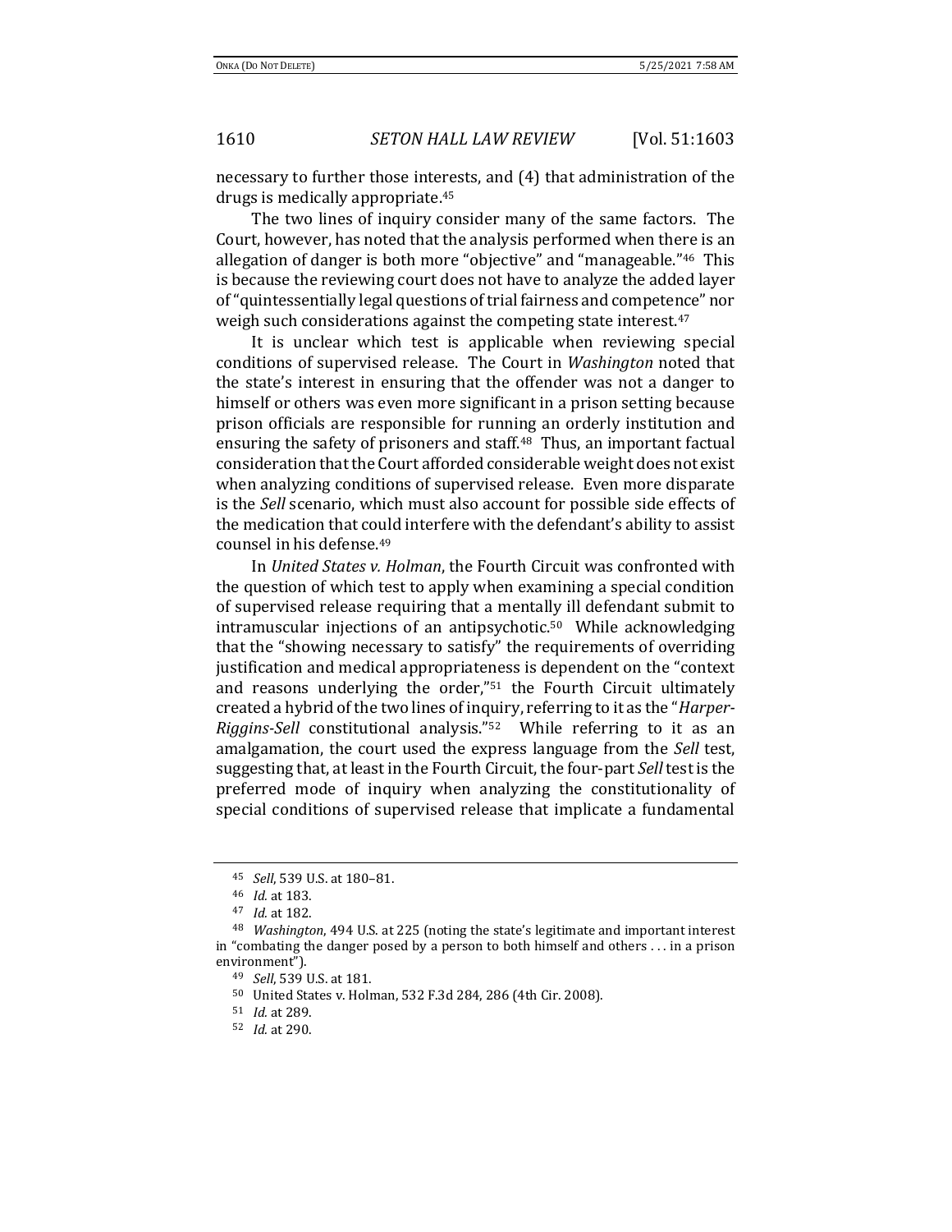necessary to further those interests, and (4) that administration of the drugs is medically appropriate.[45]

The two lines of inquiry consider many of the same factors. The Court, however, has noted that the analysis performed when there is an allegation of danger is both more "objective" and "manageable."[46] This is because the reviewing court does not have to analyze the added layer of "quintessentially legal questions of trial fairness and competence" nor weigh such considerations against the competing state interest.[47]

It is unclear which test is applicable when reviewing special conditions of supervised release. The Court in *Washington* noted that the state's interest in ensuring that the offender was not a danger to himself or others was even more significant in a prison setting because prison officials are responsible for running an orderly institution and ensuring the safety of prisoners and staff.[48] Thus, an important factual consideration that the Court afforded considerable weight does not exist when analyzing conditions of supervised release. Even more disparate is the *Sell* scenario, which must also account for possible side effects of the medication that could interfere with the defendant's ability to assist counsel in his defense.[49]

In *United States v. Holman*, the Fourth Circuit was confronted with the question of which test to apply when examining a special condition of supervised release requiring that a mentally ill defendant submit to intramuscular injections of an antipsychotic.[50] While acknowledging that the "showing necessary to satisfy" the requirements of overriding justification and medical appropriateness is dependent on the "context and reasons underlying the order,"[51] the Fourth Circuit ultimately created a hybrid of the two lines of inquiry, referring to it as the "*Harper-Riggins-Sell* constitutional analysis."[52] While referring to it as an amalgamation, the court used the express language from the *Sell* test, suggesting that, at least in the Fourth Circuit, the four-part *Sell* test is the preferred mode of inquiry when analyzing the constitutionality of special conditions of supervised release that implicate a fundamental

---

[45] *Sell*, 539 U.S. at 180–81.

[46] *Id.* at 183.

[47] *Id.* at 182.

[48] *Washington*, 494 U.S. at 225 (noting the state's legitimate and important interest in "combating the danger posed by a person to both himself and others . . . in a prison environment").

[49] *Sell*, 539 U.S. at 181.

[50] United States v. Holman, 532 F.3d 284, 286 (4th Cir. 2008).

[51] *Id.* at 289.

[52] *Id.* at 290.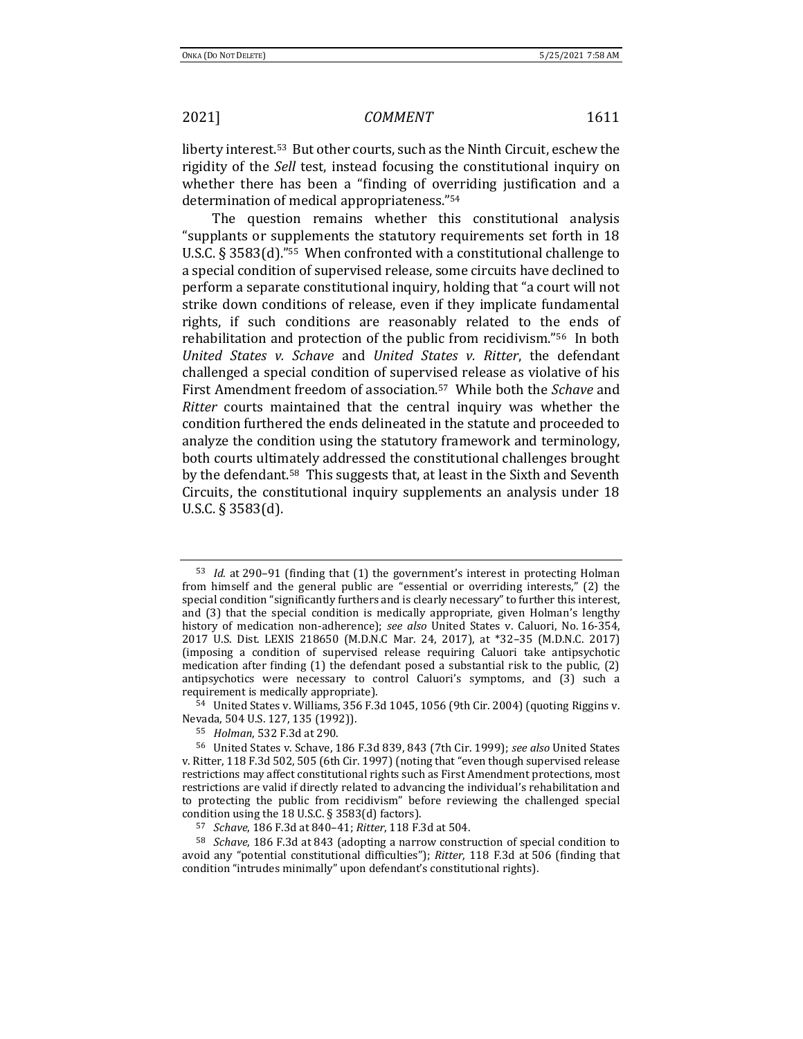liberty interest.[53] But other courts, such as the Ninth Circuit, eschew the rigidity of the *Sell* test, instead focusing the constitutional inquiry on whether there has been a "finding of overriding justification and a determination of medical appropriateness."[54]

The question remains whether this constitutional analysis "supplants or supplements the statutory requirements set forth in 18 U.S.C. § 3583(d)."[55] When confronted with a constitutional challenge to a special condition of supervised release, some circuits have declined to perform a separate constitutional inquiry, holding that "a court will not strike down conditions of release, even if they implicate fundamental rights, if such conditions are reasonably related to the ends of rehabilitation and protection of the public from recidivism."[56] In both *United States v. Schave* and *United States v. Ritter*, the defendant challenged a special condition of supervised release as violative of his First Amendment freedom of association.[57] While both the *Schave* and *Ritter* courts maintained that the central inquiry was whether the condition furthered the ends delineated in the statute and proceeded to analyze the condition using the statutory framework and terminology, both courts ultimately addressed the constitutional challenges brought by the defendant.[58] This suggests that, at least in the Sixth and Seventh Circuits, the constitutional inquiry supplements an analysis under 18 U.S.C. § 3583(d).

---

[53] *Id.* at 290–91 (finding that (1) the government's interest in protecting Holman from himself and the general public are "essential or overriding interests," (2) the special condition "significantly furthers and is clearly necessary" to further this interest, and (3) that the special condition is medically appropriate, given Holman's lengthy history of medication non-adherence); *see also* United States v. Caluori, No. 16-354, 2017 U.S. Dist. LEXIS 218650 (M.D.N.C Mar. 24, 2017), at *32–35 (M.D.N.C. 2017) (imposing a condition of supervised release requiring Caluori take antipsychotic medication after finding (1) the defendant posed a substantial risk to the public, (2) antipsychotics were necessary to control Caluori's symptoms, and (3) such a requirement is medically appropriate).

[54] United States v. Williams, 356 F.3d 1045, 1056 (9th Cir. 2004) (quoting Riggins v. Nevada, 504 U.S. 127, 135 (1992)).

[55] *Holman*, 532 F.3d at 290.

[56] United States v. Schave, 186 F.3d 839, 843 (7th Cir. 1999); *see also* United States v. Ritter, 118 F.3d 502, 505 (6th Cir. 1997) (noting that "even though supervised release restrictions may affect constitutional rights such as First Amendment protections, most restrictions are valid if directly related to advancing the individual's rehabilitation and to protecting the public from recidivism" before reviewing the challenged special condition using the 18 U.S.C. § 3583(d) factors).

[57] *Schave*, 186 F.3d at 840–41; *Ritter*, 118 F.3d at 504.

[58] *Schave*, 186 F.3d at 843 (adopting a narrow construction of special condition to avoid any "potential constitutional difficulties"); *Ritter*, 118 F.3d at 506 (finding that condition "intrudes minimally" upon defendant's constitutional rights).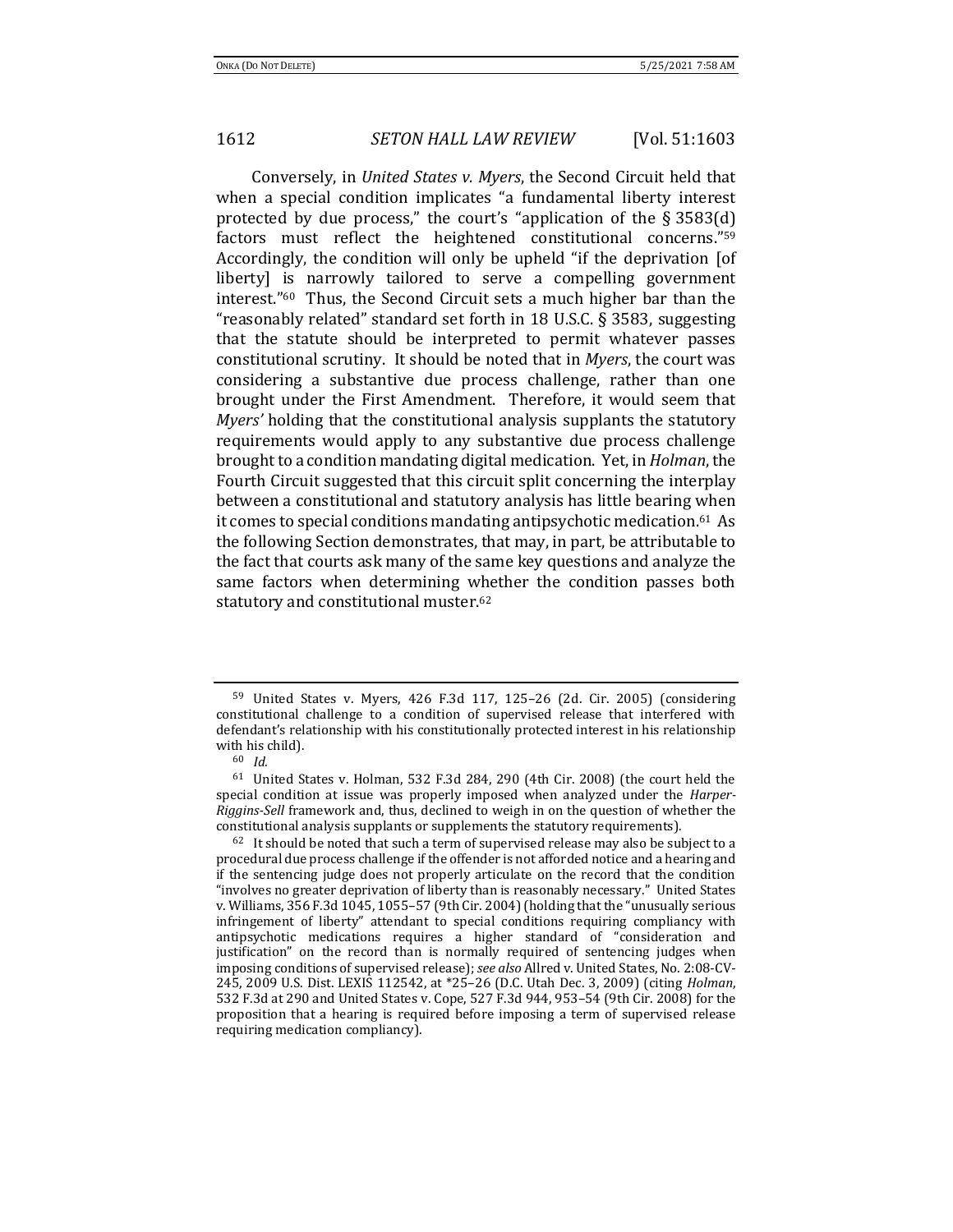Conversely, in *United States v. Myers*, the Second Circuit held that when a special condition implicates "a fundamental liberty interest protected by due process," the court's "application of the § 3583(d) factors must reflect the heightened constitutional concerns."[59] Accordingly, the condition will only be upheld "if the deprivation [of liberty] is narrowly tailored to serve a compelling government interest."[60] Thus, the Second Circuit sets a much higher bar than the "reasonably related" standard set forth in 18 U.S.C. § 3583, suggesting that the statute should be interpreted to permit whatever passes constitutional scrutiny. It should be noted that in *Myers*, the court was considering a substantive due process challenge, rather than one brought under the First Amendment. Therefore, it would seem that *Myers'* holding that the constitutional analysis supplants the statutory requirements would apply to any substantive due process challenge brought to a condition mandating digital medication. Yet, in *Holman*, the Fourth Circuit suggested that this circuit split concerning the interplay between a constitutional and statutory analysis has little bearing when it comes to special conditions mandating antipsychotic medication.[61] As the following Section demonstrates, that may, in part, be attributable to the fact that courts ask many of the same key questions and analyze the same factors when determining whether the condition passes both statutory and constitutional muster.[62]

---

[59] United States v. Myers, 426 F.3d 117, 125–26 (2d. Cir. 2005) (considering constitutional challenge to a condition of supervised release that interfered with defendant's relationship with his constitutionally protected interest in his relationship with his child).

[60] *Id.*

[61] United States v. Holman, 532 F.3d 284, 290 (4th Cir. 2008) (the court held the special condition at issue was properly imposed when analyzed under the *Harper-Riggins-Sell* framework and, thus, declined to weigh in on the question of whether the constitutional analysis supplants or supplements the statutory requirements).

[62] It should be noted that such a term of supervised release may also be subject to a procedural due process challenge if the offender is not afforded notice and a hearing and if the sentencing judge does not properly articulate on the record that the condition "involves no greater deprivation of liberty than is reasonably necessary." United States v. Williams, 356 F.3d 1045, 1055–57 (9th Cir. 2004) (holding that the "unusually serious infringement of liberty" attendant to special conditions requiring compliancy with antipsychotic medications requires a higher standard of "consideration and justification" on the record than is normally required of sentencing judges when imposing conditions of supervised release); *see also* Allred v. United States, No. 2:08-CV-245, 2009 U.S. Dist. LEXIS 112542, at *25–26 (D.C. Utah Dec. 3, 2009) (citing *Holman*, 532 F.3d at 290 and United States v. Cope, 527 F.3d 944, 953–54 (9th Cir. 2008) for the proposition that a hearing is required before imposing a term of supervised release requiring medication compliancy).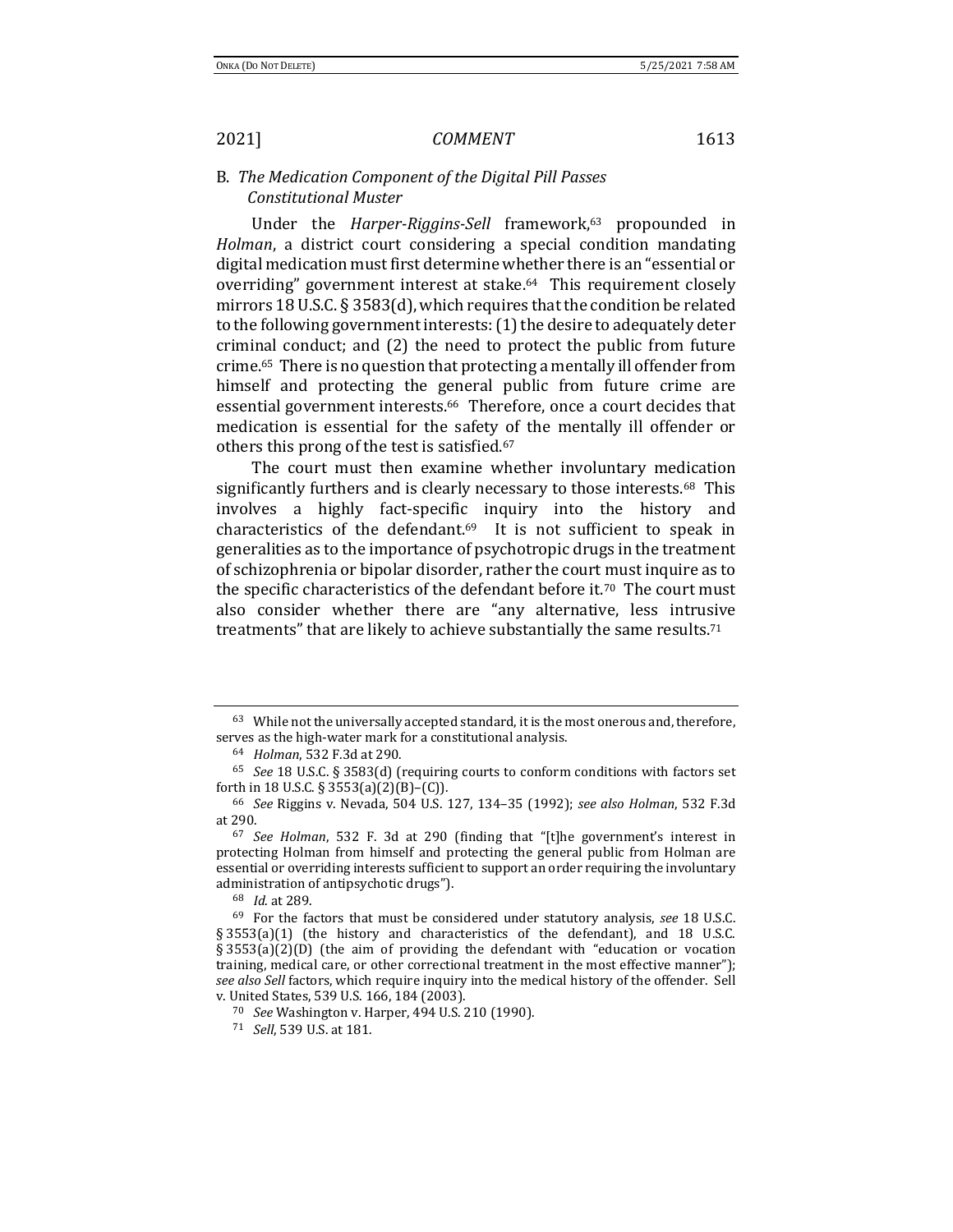### B. *The Medication Component of the Digital Pill Passes Constitutional Muster*

Under the *Harper-Riggins-Sell* framework,[63] propounded in *Holman*, a district court considering a special condition mandating digital medication must first determine whether there is an "essential or overriding" government interest at stake.[64] This requirement closely mirrors 18 U.S.C. § 3583(d), which requires that the condition be related to the following government interests: (1) the desire to adequately deter criminal conduct; and (2) the need to protect the public from future crime.[65] There is no question that protecting a mentally ill offender from himself and protecting the general public from future crime are essential government interests.[66] Therefore, once a court decides that medication is essential for the safety of the mentally ill offender or others this prong of the test is satisfied.[67]

The court must then examine whether involuntary medication significantly furthers and is clearly necessary to those interests.[68] This involves a highly fact-specific inquiry into the history and characteristics of the defendant.[69] It is not sufficient to speak in generalities as to the importance of psychotropic drugs in the treatment of schizophrenia or bipolar disorder, rather the court must inquire as to the specific characteristics of the defendant before it.[70] The court must also consider whether there are "any alternative, less intrusive treatments" that are likely to achieve substantially the same results.[71]

---

[63] While not the universally accepted standard, it is the most onerous and, therefore, serves as the high-water mark for a constitutional analysis.

[64] *Holman*, 532 F.3d at 290.

[65] *See* 18 U.S.C. § 3583(d) (requiring courts to conform conditions with factors set forth in 18 U.S.C. § 3553(a)(2)(B)–(C)).

[66] *See* Riggins v. Nevada, 504 U.S. 127, 134–35 (1992); *see also Holman*, 532 F.3d at 290.

[67] *See Holman*, 532 F. 3d at 290 (finding that "[t]he government's interest in protecting Holman from himself and protecting the general public from Holman are essential or overriding interests sufficient to support an order requiring the involuntary administration of antipsychotic drugs").

[68] *Id.* at 289.

[69] For the factors that must be considered under statutory analysis, *see* 18 U.S.C. § 3553(a)(1) (the history and characteristics of the defendant), and 18 U.S.C. § 3553(a)(2)(D) (the aim of providing the defendant with "education or vocation training, medical care, or other correctional treatment in the most effective manner"); *see also Sell* factors, which require inquiry into the medical history of the offender. Sell v. United States, 539 U.S. 166, 184 (2003).

[70] *See* Washington v. Harper, 494 U.S. 210 (1990).

[71] *Sell*, 539 U.S. at 181.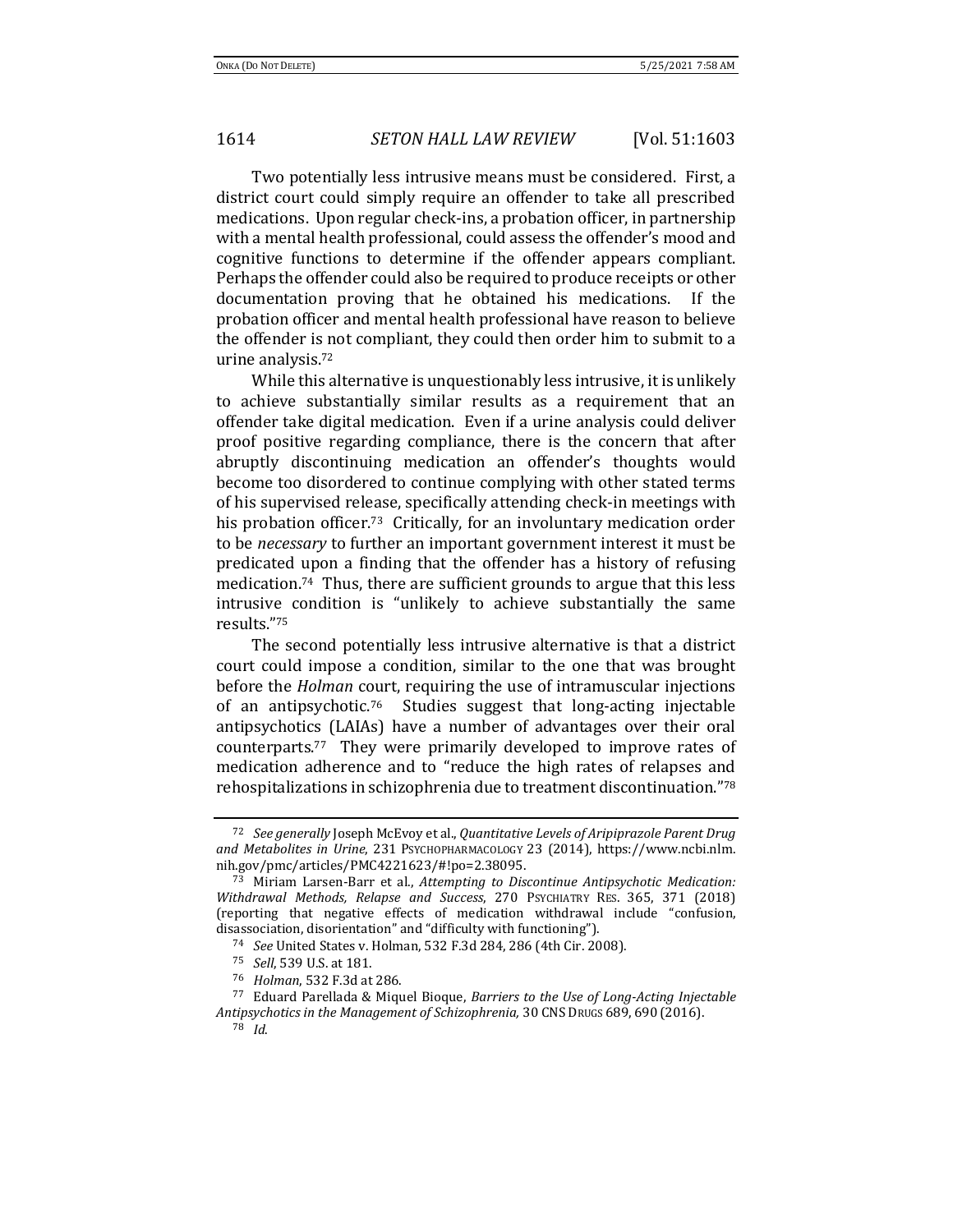Two potentially less intrusive means must be considered. First, a district court could simply require an offender to take all prescribed medications. Upon regular check-ins, a probation officer, in partnership with a mental health professional, could assess the offender's mood and cognitive functions to determine if the offender appears compliant. Perhaps the offender could also be required to produce receipts or other documentation proving that he obtained his medications. If the probation officer and mental health professional have reason to believe the offender is not compliant, they could then order him to submit to a urine analysis.[72]

While this alternative is unquestionably less intrusive, it is unlikely to achieve substantially similar results as a requirement that an offender take digital medication. Even if a urine analysis could deliver proof positive regarding compliance, there is the concern that after abruptly discontinuing medication an offender's thoughts would become too disordered to continue complying with other stated terms of his supervised release, specifically attending check-in meetings with his probation officer.[73] Critically, for an involuntary medication order to be *necessary* to further an important government interest it must be predicated upon a finding that the offender has a history of refusing medication.[74] Thus, there are sufficient grounds to argue that this less intrusive condition is "unlikely to achieve substantially the same results."[75]

The second potentially less intrusive alternative is that a district court could impose a condition, similar to the one that was brought before the *Holman* court, requiring the use of intramuscular injections of an antipsychotic.[76] Studies suggest that long-acting injectable antipsychotics (LAIAs) have a number of advantages over their oral counterparts.[77] They were primarily developed to improve rates of medication adherence and to "reduce the high rates of relapses and rehospitalizations in schizophrenia due to treatment discontinuation."[78]

---

[72] *See generally* Joseph McEvoy et al., *Quantitative Levels of Aripiprazole Parent Drug and Metabolites in Urine*, 231 PSYCHOPHARMACOLOGY 23 (2014), https://www.ncbi.nlm.nih.gov/pmc/articles/PMC4221623/#!po=2.38095.

[73] Miriam Larsen-Barr et al., *Attempting to Discontinue Antipsychotic Medication: Withdrawal Methods, Relapse and Success*, 270 PSYCHIATRY RES. 365, 371 (2018) (reporting that negative effects of medication withdrawal include "confusion, disassociation, disorientation" and "difficulty with functioning").

[74] *See* United States v. Holman, 532 F.3d 284, 286 (4th Cir. 2008).

[75] *Sell*, 539 U.S. at 181.

[76] *Holman*, 532 F.3d at 286.

[77] Eduard Parellada & Miquel Bioque, *Barriers to the Use of Long-Acting Injectable Antipsychotics in the Management of Schizophrenia,* 30 CNS DRUGS 689, 690 (2016).

[78] *Id.*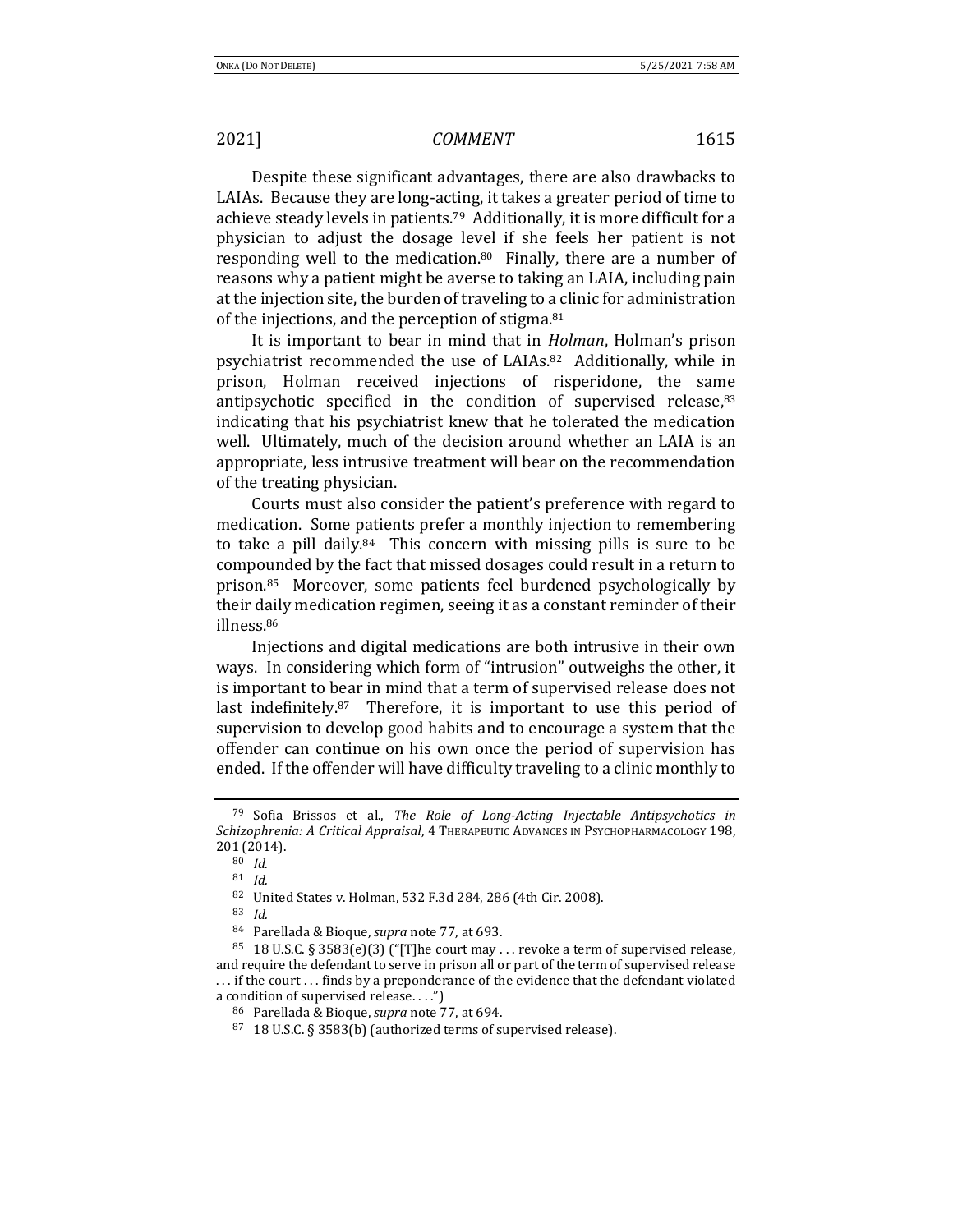Despite these significant advantages, there are also drawbacks to LAIAs. Because they are long-acting, it takes a greater period of time to achieve steady levels in patients.[79] Additionally, it is more difficult for a physician to adjust the dosage level if she feels her patient is not responding well to the medication.[80] Finally, there are a number of reasons why a patient might be averse to taking an LAIA, including pain at the injection site, the burden of traveling to a clinic for administration of the injections, and the perception of stigma.[81]

It is important to bear in mind that in *Holman*, Holman's prison psychiatrist recommended the use of LAIAs.[82] Additionally, while in prison, Holman received injections of risperidone, the same antipsychotic specified in the condition of supervised release,[83] indicating that his psychiatrist knew that he tolerated the medication well. Ultimately, much of the decision around whether an LAIA is an appropriate, less intrusive treatment will bear on the recommendation of the treating physician.

Courts must also consider the patient's preference with regard to medication. Some patients prefer a monthly injection to remembering to take a pill daily.[84] This concern with missing pills is sure to be compounded by the fact that missed dosages could result in a return to prison.[85] Moreover, some patients feel burdened psychologically by their daily medication regimen, seeing it as a constant reminder of their illness.[86]

Injections and digital medications are both intrusive in their own ways. In considering which form of "intrusion" outweighs the other, it is important to bear in mind that a term of supervised release does not last indefinitely.[87] Therefore, it is important to use this period of supervision to develop good habits and to encourage a system that the offender can continue on his own once the period of supervision has ended. If the offender will have difficulty traveling to a clinic monthly to

---

[79] Sofia Brissos et al., *The Role of Long-Acting Injectable Antipsychotics in Schizophrenia: A Critical Appraisal*, 4 THERAPEUTIC ADVANCES IN PSYCHOPHARMACOLOGY 198, 201 (2014).

[80] *Id.*

[81] *Id.*

[82] United States v. Holman, 532 F.3d 284, 286 (4th Cir. 2008).

[83] *Id.*

[84] Parellada & Bioque, *supra* note 77, at 693.

[85] 18 U.S.C. § 3583(e)(3) ("[T]he court may . . . revoke a term of supervised release, and require the defendant to serve in prison all or part of the term of supervised release . . . if the court . . . finds by a preponderance of the evidence that the defendant violated a condition of supervised release. . . .")

[86] Parellada & Bioque, *supra* note 77, at 694.

[87] 18 U.S.C. § 3583(b) (authorized terms of supervised release).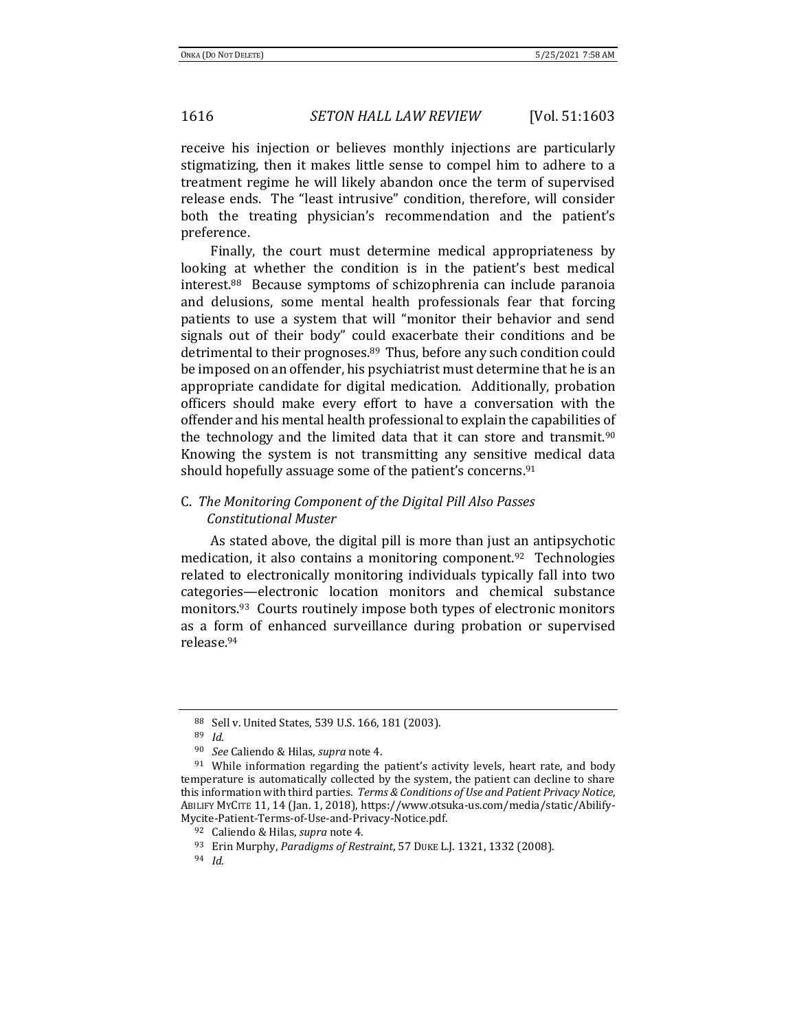receive his injection or believes monthly injections are particularly stigmatizing, then it makes little sense to compel him to adhere to a treatment regime he will likely abandon once the term of supervised release ends. The "least intrusive" condition, therefore, will consider both the treating physician's recommendation and the patient's preference.

Finally, the court must determine medical appropriateness by looking at whether the condition is in the patient's best medical interest.[88] Because symptoms of schizophrenia can include paranoia and delusions, some mental health professionals fear that forcing patients to use a system that will "monitor their behavior and send signals out of their body" could exacerbate their conditions and be detrimental to their prognoses.[89] Thus, before any such condition could be imposed on an offender, his psychiatrist must determine that he is an appropriate candidate for digital medication. Additionally, probation officers should make every effort to have a conversation with the offender and his mental health professional to explain the capabilities of the technology and the limited data that it can store and transmit.[90] Knowing the system is not transmitting any sensitive medical data should hopefully assuage some of the patient's concerns.[91]

### C. *The Monitoring Component of the Digital Pill Also Passes Constitutional Muster*

As stated above, the digital pill is more than just an antipsychotic medication, it also contains a monitoring component.[92] Technologies related to electronically monitoring individuals typically fall into two categories—electronic location monitors and chemical substance monitors.[93] Courts routinely impose both types of electronic monitors as a form of enhanced surveillance during probation or supervised release.[94]

---

[88] Sell v. United States, 539 U.S. 166, 181 (2003).

[89] *Id.*

[90] *See* Caliendo & Hilas, *supra* note 4.

[91] While information regarding the patient's activity levels, heart rate, and body temperature is automatically collected by the system, the patient can decline to share this information with third parties. *Terms & Conditions of Use and Patient Privacy Notice*, ABILIFY MYCITE 11, 14 (Jan. 1, 2018), https://www.otsuka-us.com/media/static/Abilify-Mycite-Patient-Terms-of-Use-and-Privacy-Notice.pdf.

[92] Caliendo & Hilas, *supra* note 4.

[93] Erin Murphy, *Paradigms of Restraint*, 57 DUKE L.J. 1321, 1332 (2008).

[94] *Id.*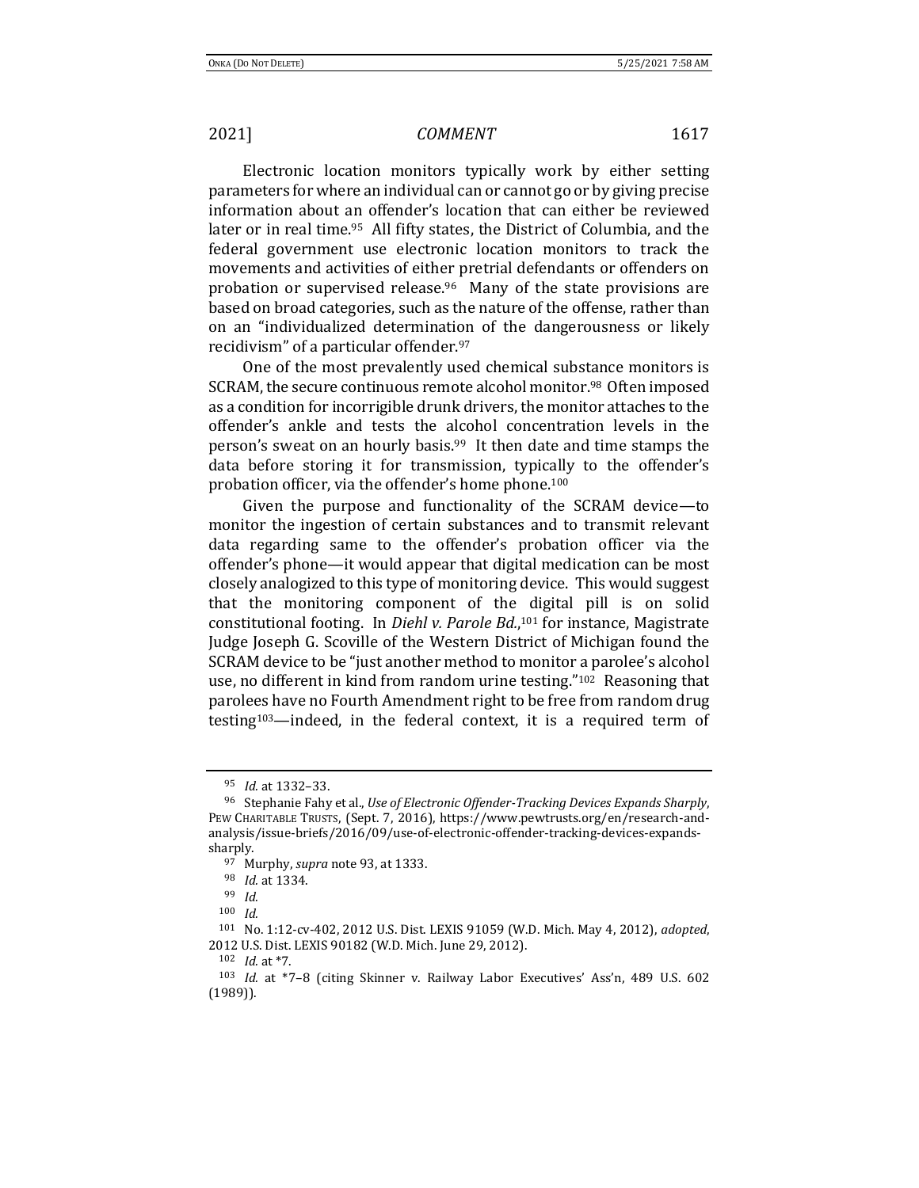Electronic location monitors typically work by either setting parameters for where an individual can or cannot go or by giving precise information about an offender's location that can either be reviewed later or in real time.[95] All fifty states, the District of Columbia, and the federal government use electronic location monitors to track the movements and activities of either pretrial defendants or offenders on probation or supervised release.[96] Many of the state provisions are based on broad categories, such as the nature of the offense, rather than on an "individualized determination of the dangerousness or likely recidivism" of a particular offender.[97]

One of the most prevalently used chemical substance monitors is SCRAM, the secure continuous remote alcohol monitor.[98] Often imposed as a condition for incorrigible drunk drivers, the monitor attaches to the offender's ankle and tests the alcohol concentration levels in the person's sweat on an hourly basis.[99] It then date and time stamps the data before storing it for transmission, typically to the offender's probation officer, via the offender's home phone.[100]

Given the purpose and functionality of the SCRAM device—to monitor the ingestion of certain substances and to transmit relevant data regarding same to the offender's probation officer via the offender's phone—it would appear that digital medication can be most closely analogized to this type of monitoring device. This would suggest that the monitoring component of the digital pill is on solid constitutional footing. In *Diehl v. Parole Bd.*,[101] for instance, Magistrate Judge Joseph G. Scoville of the Western District of Michigan found the SCRAM device to be "just another method to monitor a parolee's alcohol use, no different in kind from random urine testing."[102] Reasoning that parolees have no Fourth Amendment right to be free from random drug testing[103]—indeed, in the federal context, it is a required term of

---

[95] *Id.* at 1332–33.

[96] Stephanie Fahy et al., *Use of Electronic Offender-Tracking Devices Expands Sharply*, PEW CHARITABLE TRUSTS, (Sept. 7, 2016), https://www.pewtrusts.org/en/research-and-analysis/issue-briefs/2016/09/use-of-electronic-offender-tracking-devices-expands-sharply.

[97] Murphy, *supra* note 93, at 1333.

[98] *Id.* at 1334.

[99] *Id.*

[100] *Id.*

[101] No. 1:12-cv-402, 2012 U.S. Dist. LEXIS 91059 (W.D. Mich. May 4, 2012), *adopted*, 2012 U.S. Dist. LEXIS 90182 (W.D. Mich. June 29, 2012).

[102] *Id.* at *7.

[103] *Id.* at *7–8 (citing Skinner v. Railway Labor Executives' Ass'n, 489 U.S. 602 (1989)).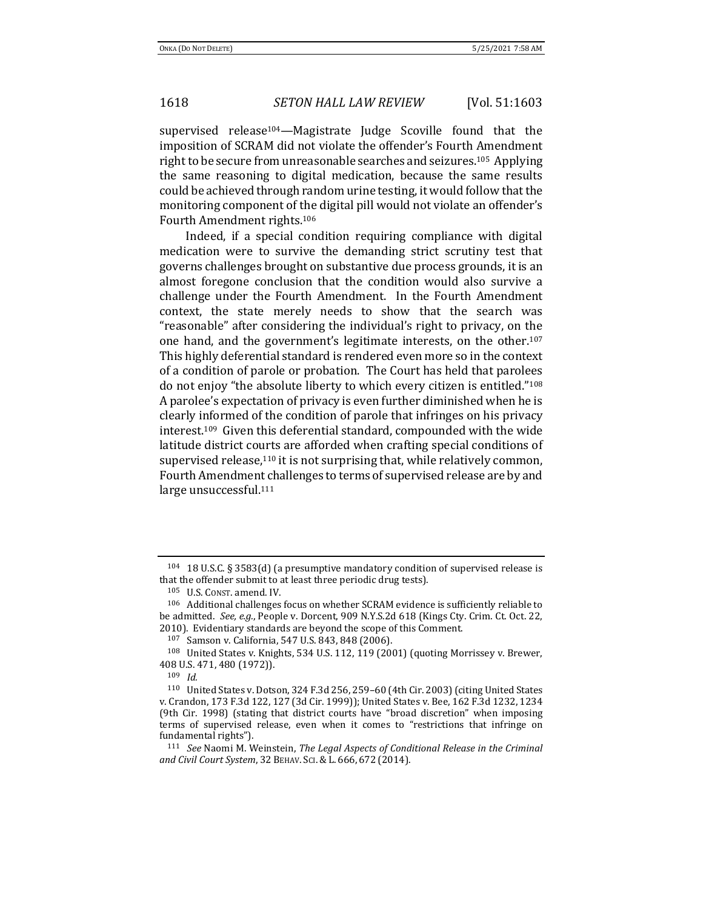supervised release[104]—Magistrate Judge Scoville found that the imposition of SCRAM did not violate the offender's Fourth Amendment right to be secure from unreasonable searches and seizures.[105] Applying the same reasoning to digital medication, because the same results could be achieved through random urine testing, it would follow that the monitoring component of the digital pill would not violate an offender's Fourth Amendment rights.[106]

Indeed, if a special condition requiring compliance with digital medication were to survive the demanding strict scrutiny test that governs challenges brought on substantive due process grounds, it is an almost foregone conclusion that the condition would also survive a challenge under the Fourth Amendment. In the Fourth Amendment context, the state merely needs to show that the search was "reasonable" after considering the individual's right to privacy, on the one hand, and the government's legitimate interests, on the other.[107] This highly deferential standard is rendered even more so in the context of a condition of parole or probation. The Court has held that parolees do not enjoy "the absolute liberty to which every citizen is entitled."[108] A parolee's expectation of privacy is even further diminished when he is clearly informed of the condition of parole that infringes on his privacy interest.[109] Given this deferential standard, compounded with the wide latitude district courts are afforded when crafting special conditions of supervised release,[110] it is not surprising that, while relatively common, Fourth Amendment challenges to terms of supervised release are by and large unsuccessful.[111]

---

[104] 18 U.S.C. § 3583(d) (a presumptive mandatory condition of supervised release is that the offender submit to at least three periodic drug tests).

[105] U.S. CONST. amend. IV.

[106] Additional challenges focus on whether SCRAM evidence is sufficiently reliable to be admitted. *See, e.g.*, People v. Dorcent, 909 N.Y.S.2d 618 (Kings Cty. Crim. Ct. Oct. 22, 2010). Evidentiary standards are beyond the scope of this Comment.

[107] Samson v. California, 547 U.S. 843, 848 (2006).

[108] United States v. Knights, 534 U.S. 112, 119 (2001) (quoting Morrissey v. Brewer, 408 U.S. 471, 480 (1972)).

[109] *Id.*

[110] United States v. Dotson, 324 F.3d 256, 259–60 (4th Cir. 2003) (citing United States v. Crandon, 173 F.3d 122, 127 (3d Cir. 1999)); United States v. Bee, 162 F.3d 1232, 1234 (9th Cir. 1998) (stating that district courts have "broad discretion" when imposing terms of supervised release, even when it comes to "restrictions that infringe on fundamental rights").

[111] *See* Naomi M. Weinstein, *The Legal Aspects of Conditional Release in the Criminal and Civil Court System*, 32 BEHAV. SCI. & L. 666, 672 (2014).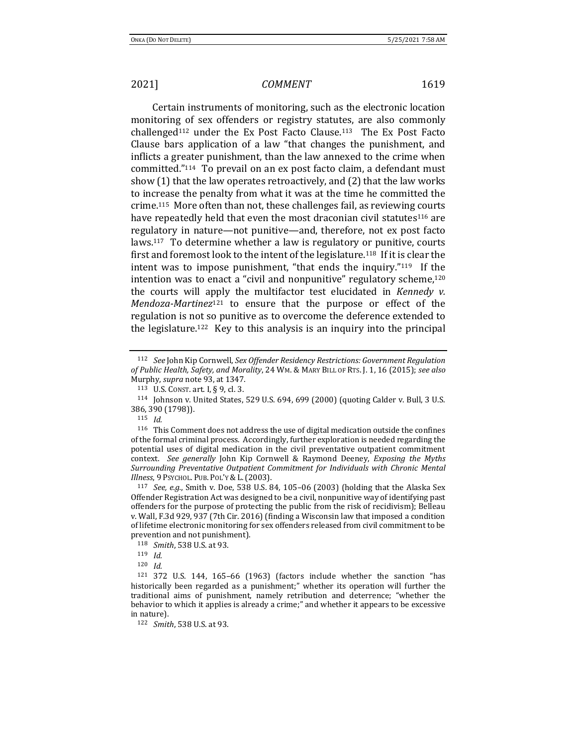Certain instruments of monitoring, such as the electronic location monitoring of sex offenders or registry statutes, are also commonly challenged[112] under the Ex Post Facto Clause.[113] The Ex Post Facto Clause bars application of a law "that changes the punishment, and inflicts a greater punishment, than the law annexed to the crime when committed."[114] To prevail on an ex post facto claim, a defendant must show (1) that the law operates retroactively, and (2) that the law works to increase the penalty from what it was at the time he committed the crime.[115] More often than not, these challenges fail, as reviewing courts have repeatedly held that even the most draconian civil statutes[116] are regulatory in nature—not punitive—and, therefore, not ex post facto laws.[117] To determine whether a law is regulatory or punitive, courts first and foremost look to the intent of the legislature.[118] If it is clear the intent was to impose punishment, "that ends the inquiry."[119] If the intention was to enact a "civil and nonpunitive" regulatory scheme,[120] the courts will apply the multifactor test elucidated in *Kennedy v. Mendoza-Martinez*[121] to ensure that the purpose or effect of the regulation is not so punitive as to overcome the deference extended to the legislature.[122] Key to this analysis is an inquiry into the principal

---

[112] *See* John Kip Cornwell, *Sex Offender Residency Restrictions: Government Regulation of Public Health, Safety, and Morality*, 24 WM. & MARY BILL OF RTS. J. 1, 16 (2015); *see also* Murphy, *supra* note 93, at 1347.

[113] U.S. CONST. art. I, § 9, cl. 3.

[114] Johnson v. United States, 529 U.S. 694, 699 (2000) (quoting Calder v. Bull, 3 U.S. 386, 390 (1798)).

[115] *Id.*

[116] This Comment does not address the use of digital medication outside the confines of the formal criminal process. Accordingly, further exploration is needed regarding the potential uses of digital medication in the civil preventative outpatient commitment context. *See generally* John Kip Cornwell & Raymond Deeney, *Exposing the Myths Surrounding Preventative Outpatient Commitment for Individuals with Chronic Mental Illness*, 9 PSYCHOL. PUB. POL'Y & L. (2003).

[117] *See, e.g.*, Smith v. Doe, 538 U.S. 84, 105–06 (2003) (holding that the Alaska Sex Offender Registration Act was designed to be a civil, nonpunitive way of identifying past offenders for the purpose of protecting the public from the risk of recidivism); Belleau v. Wall, F.3d 929, 937 (7th Cir. 2016) (finding a Wisconsin law that imposed a condition of lifetime electronic monitoring for sex offenders released from civil commitment to be prevention and not punishment).

[118] *Smith*, 538 U.S. at 93.

[119] *Id.*

[120] *Id.*

[121] 372 U.S. 144, 165–66 (1963) (factors include whether the sanction "has historically been regarded as a punishment;" whether its operation will further the traditional aims of punishment, namely retribution and deterrence; "whether the behavior to which it applies is already a crime;" and whether it appears to be excessive in nature).

[122] *Smith*, 538 U.S. at 93.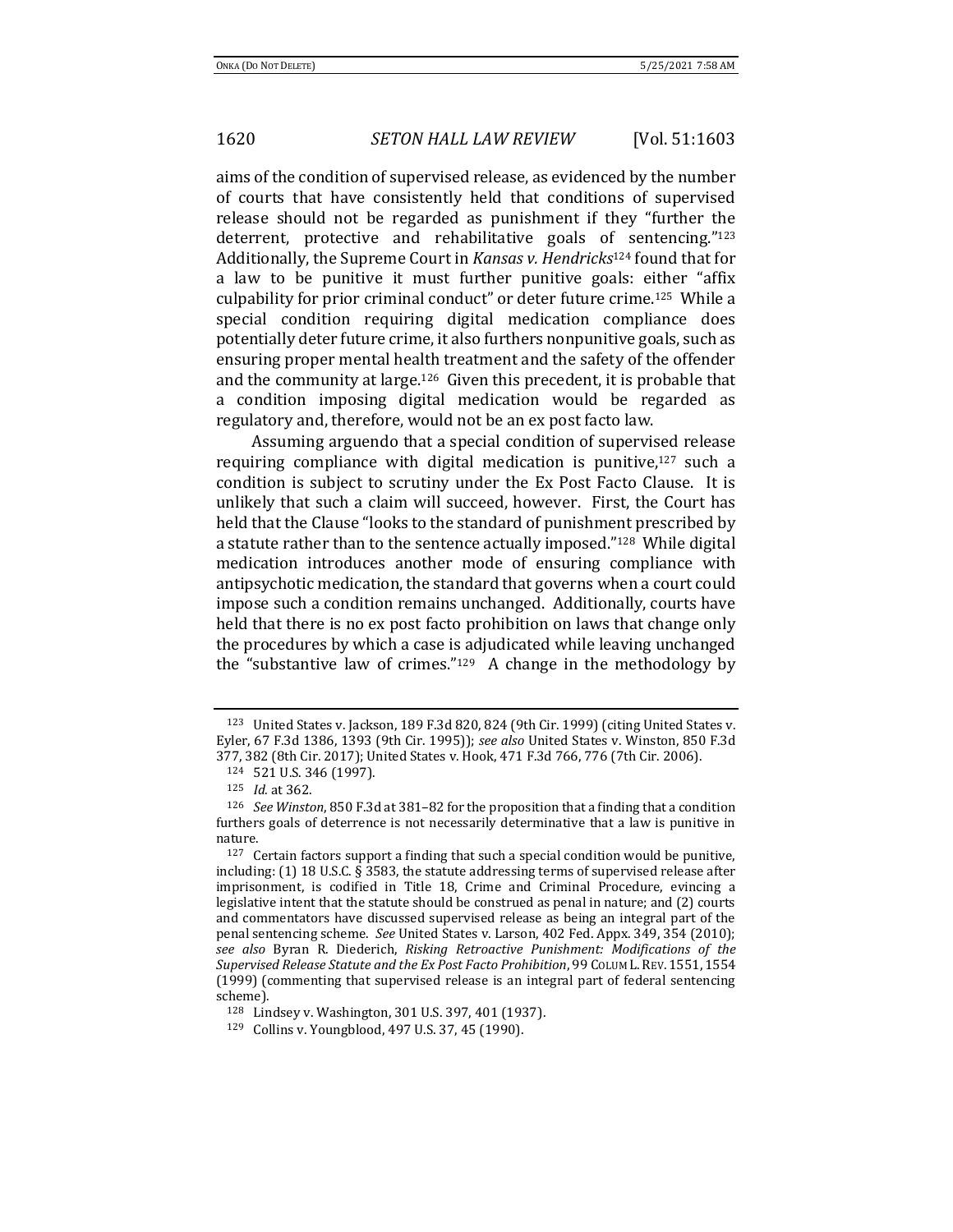aims of the condition of supervised release, as evidenced by the number of courts that have consistently held that conditions of supervised release should not be regarded as punishment if they "further the deterrent, protective and rehabilitative goals of sentencing."[123] Additionally, the Supreme Court in *Kansas v. Hendricks*[124] found that for a law to be punitive it must further punitive goals: either "affix culpability for prior criminal conduct" or deter future crime.[125] While a special condition requiring digital medication compliance does potentially deter future crime, it also furthers nonpunitive goals, such as ensuring proper mental health treatment and the safety of the offender and the community at large.[126] Given this precedent, it is probable that a condition imposing digital medication would be regarded as regulatory and, therefore, would not be an ex post facto law.

Assuming arguendo that a special condition of supervised release requiring compliance with digital medication is punitive,[127] such a condition is subject to scrutiny under the Ex Post Facto Clause. It is unlikely that such a claim will succeed, however. First, the Court has held that the Clause "looks to the standard of punishment prescribed by a statute rather than to the sentence actually imposed."[128] While digital medication introduces another mode of ensuring compliance with antipsychotic medication, the standard that governs when a court could impose such a condition remains unchanged. Additionally, courts have held that there is no ex post facto prohibition on laws that change only the procedures by which a case is adjudicated while leaving unchanged the "substantive law of crimes."[129] A change in the methodology by

---

[123] United States v. Jackson, 189 F.3d 820, 824 (9th Cir. 1999) (citing United States v. Eyler, 67 F.3d 1386, 1393 (9th Cir. 1995)); *see also* United States v. Winston, 850 F.3d 377, 382 (8th Cir. 2017); United States v. Hook, 471 F.3d 766, 776 (7th Cir. 2006).

[124] 521 U.S. 346 (1997).

[125] *Id.* at 362.

[126] *See Winston*, 850 F.3d at 381–82 for the proposition that a finding that a condition furthers goals of deterrence is not necessarily determinative that a law is punitive in nature.

[127] Certain factors support a finding that such a special condition would be punitive, including: (1) 18 U.S.C. § 3583, the statute addressing terms of supervised release after imprisonment, is codified in Title 18, Crime and Criminal Procedure, evincing a legislative intent that the statute should be construed as penal in nature; and (2) courts and commentators have discussed supervised release as being an integral part of the penal sentencing scheme. *See* United States v. Larson, 402 Fed. Appx. 349, 354 (2010); *see also* Byran R. Diederich, *Risking Retroactive Punishment: Modifications of the Supervised Release Statute and the Ex Post Facto Prohibition*, 99 COLUM L. REV. 1551, 1554 (1999) (commenting that supervised release is an integral part of federal sentencing scheme).

[128] Lindsey v. Washington, 301 U.S. 397, 401 (1937).

[129] Collins v. Youngblood, 497 U.S. 37, 45 (1990).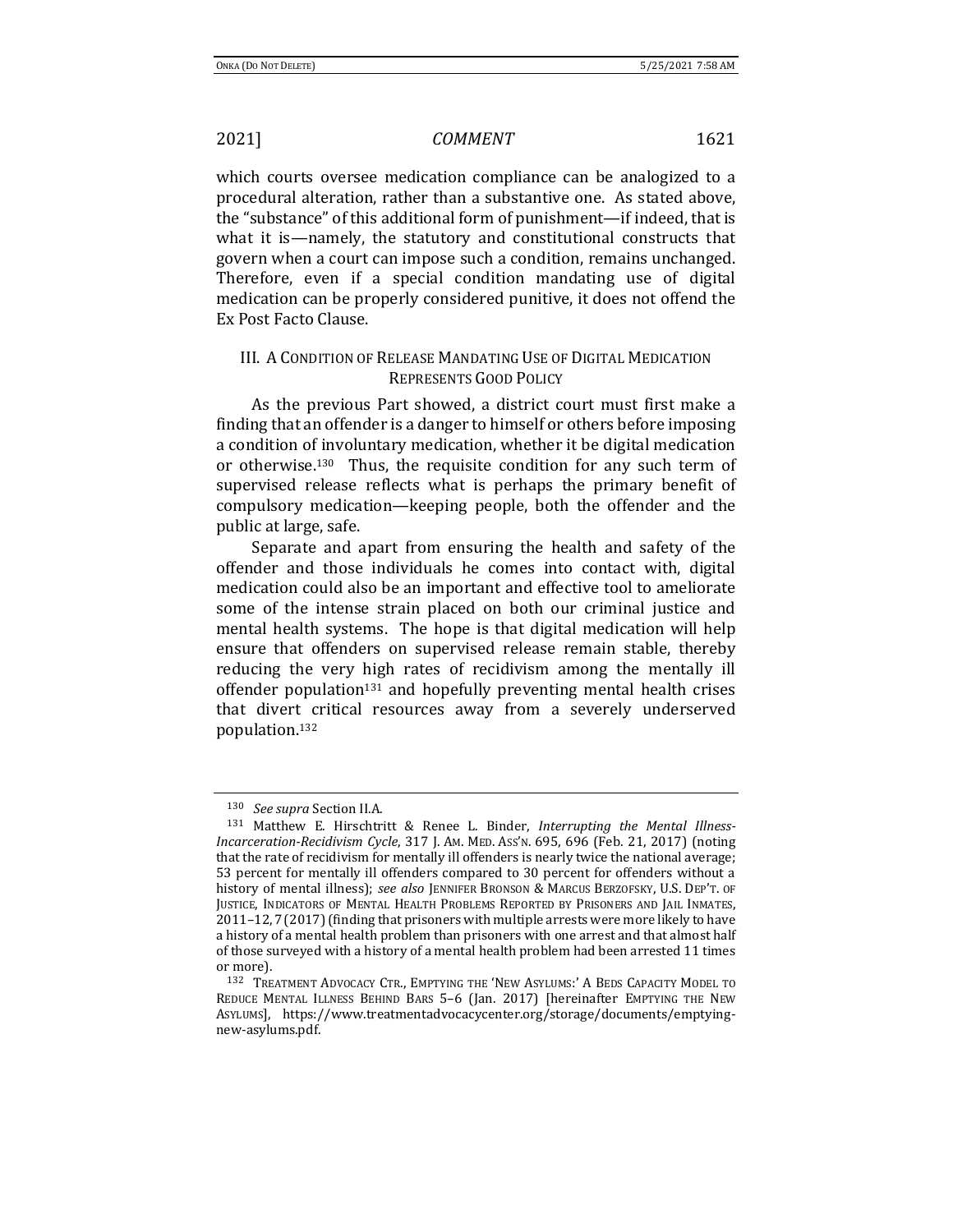which courts oversee medication compliance can be analogized to a procedural alteration, rather than a substantive one. As stated above, the "substance" of this additional form of punishment—if indeed, that is what it is—namely, the statutory and constitutional constructs that govern when a court can impose such a condition, remains unchanged. Therefore, even if a special condition mandating use of digital medication can be properly considered punitive, it does not offend the Ex Post Facto Clause.

## III. A Condition of Release Mandating Use of Digital Medication Represents Good Policy

As the previous Part showed, a district court must first make a finding that an offender is a danger to himself or others before imposing a condition of involuntary medication, whether it be digital medication or otherwise.[130] Thus, the requisite condition for any such term of supervised release reflects what is perhaps the primary benefit of compulsory medication—keeping people, both the offender and the public at large, safe.

Separate and apart from ensuring the health and safety of the offender and those individuals he comes into contact with, digital medication could also be an important and effective tool to ameliorate some of the intense strain placed on both our criminal justice and mental health systems. The hope is that digital medication will help ensure that offenders on supervised release remain stable, thereby reducing the very high rates of recidivism among the mentally ill offender population[131] and hopefully preventing mental health crises that divert critical resources away from a severely underserved population.[132]

---

[130] *See supra* Section II.A.

[131] Matthew E. Hirschtritt & Renee L. Binder, *Interrupting the Mental Illness-Incarceration-Recidivism Cycle*, 317 J. AM. MED. ASS'N. 695, 696 (Feb. 21, 2017) (noting that the rate of recidivism for mentally ill offenders is nearly twice the national average; 53 percent for mentally ill offenders compared to 30 percent for offenders without a history of mental illness); *see also* JENNIFER BRONSON & MARCUS BERZOFSKY, U.S. DEP'T. OF JUSTICE, INDICATORS OF MENTAL HEALTH PROBLEMS REPORTED BY PRISONERS AND JAIL INMATES, 2011–12, 7 (2017) (finding that prisoners with multiple arrests were more likely to have a history of a mental health problem than prisoners with one arrest and that almost half of those surveyed with a history of a mental health problem had been arrested 11 times or more).

[132] TREATMENT ADVOCACY CTR., EMPTYING THE 'NEW ASYLUMS:' A BEDS CAPACITY MODEL TO REDUCE MENTAL ILLNESS BEHIND BARS 5–6 (Jan. 2017) [hereinafter EMPTYING THE NEW ASYLUMS], https://www.treatmentadvocacycenter.org/storage/documents/emptying-new-asylums.pdf.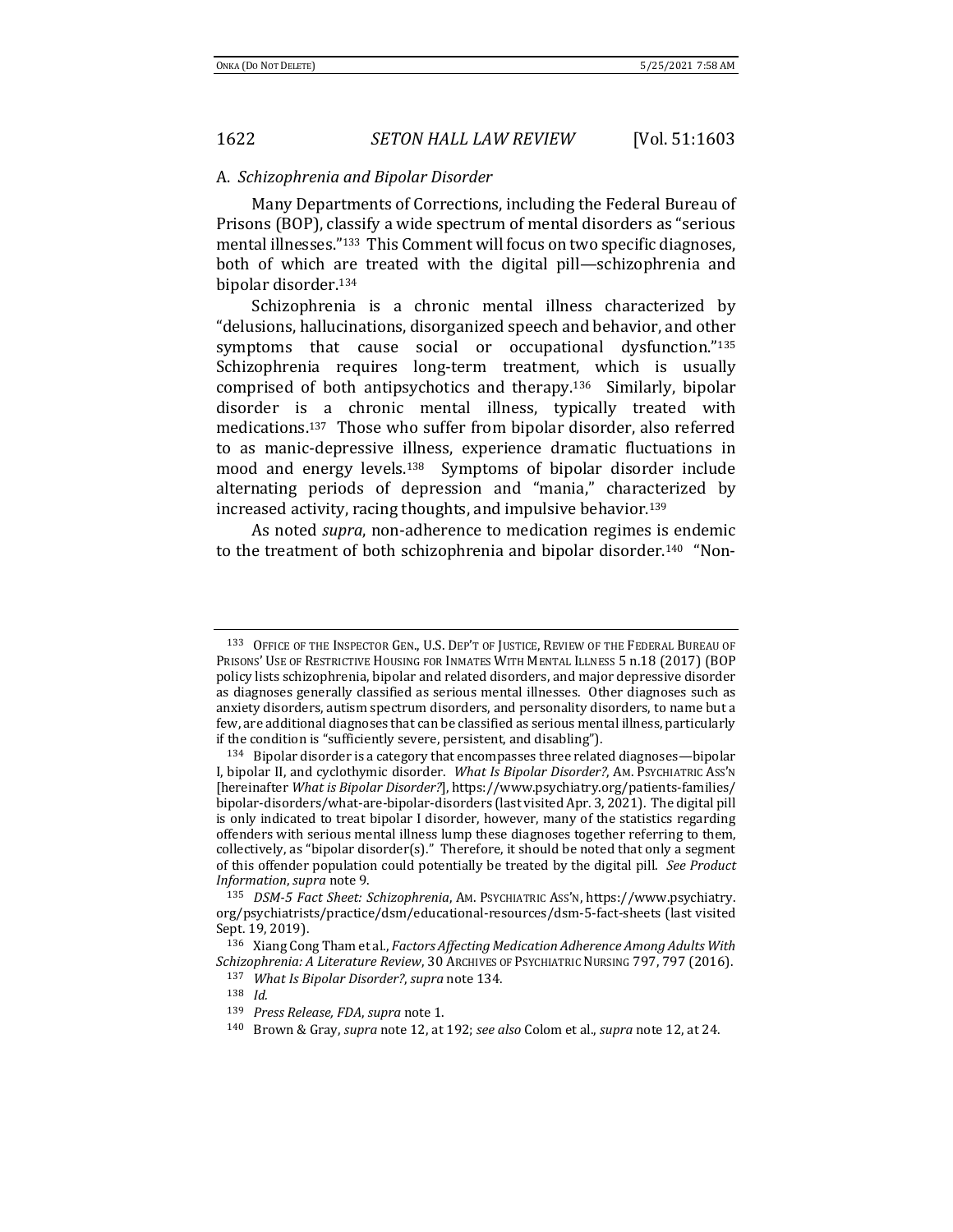### A. *Schizophrenia and Bipolar Disorder*

Many Departments of Corrections, including the Federal Bureau of Prisons (BOP), classify a wide spectrum of mental disorders as "serious mental illnesses."[133] This Comment will focus on two specific diagnoses, both of which are treated with the digital pill—schizophrenia and bipolar disorder.[134]

Schizophrenia is a chronic mental illness characterized by "delusions, hallucinations, disorganized speech and behavior, and other symptoms that cause social or occupational dysfunction."[135] Schizophrenia requires long-term treatment, which is usually comprised of both antipsychotics and therapy.[136] Similarly, bipolar disorder is a chronic mental illness, typically treated with medications.[137] Those who suffer from bipolar disorder, also referred to as manic-depressive illness, experience dramatic fluctuations in mood and energy levels.[138] Symptoms of bipolar disorder include alternating periods of depression and "mania," characterized by increased activity, racing thoughts, and impulsive behavior.[139]

As noted *supra*, non-adherence to medication regimes is endemic to the treatment of both schizophrenia and bipolar disorder.[140] "Non-

---

[133] OFFICE OF THE INSPECTOR GEN., U.S. DEP'T OF JUSTICE, REVIEW OF THE FEDERAL BUREAU OF PRISONS' USE OF RESTRICTIVE HOUSING FOR INMATES WITH MENTAL ILLNESS 5 n.18 (2017) (BOP policy lists schizophrenia, bipolar and related disorders, and major depressive disorder as diagnoses generally classified as serious mental illnesses. Other diagnoses such as anxiety disorders, autism spectrum disorders, and personality disorders, to name but a few, are additional diagnoses that can be classified as serious mental illness, particularly if the condition is "sufficiently severe, persistent, and disabling").

[134] Bipolar disorder is a category that encompasses three related diagnoses—bipolar I, bipolar II, and cyclothymic disorder. *What Is Bipolar Disorder?*, AM. PSYCHIATRIC ASS'N [hereinafter *What is Bipolar Disorder?*], https://www.psychiatry.org/patients-families/bipolar-disorders/what-are-bipolar-disorders (last visited Apr. 3, 2021). The digital pill is only indicated to treat bipolar I disorder, however, many of the statistics regarding offenders with serious mental illness lump these diagnoses together referring to them, collectively, as "bipolar disorder(s)." Therefore, it should be noted that only a segment of this offender population could potentially be treated by the digital pill. *See Product Information*, *supra* note 9.

[135] *DSM-5 Fact Sheet: Schizophrenia*, AM. PSYCHIATRIC ASS'N, https://www.psychiatry.org/psychiatrists/practice/dsm/educational-resources/dsm-5-fact-sheets (last visited Sept. 19, 2019).

[136] Xiang Cong Tham et al., *Factors Affecting Medication Adherence Among Adults With Schizophrenia: A Literature Review*, 30 ARCHIVES OF PSYCHIATRIC NURSING 797, 797 (2016).

[137] *What Is Bipolar Disorder?*, *supra* note 134.

[138] *Id.*

[139] *Press Release, FDA*, *supra* note 1.

[140] Brown & Gray, *supra* note 12, at 192; *see also* Colom et al., *supra* note 12, at 24.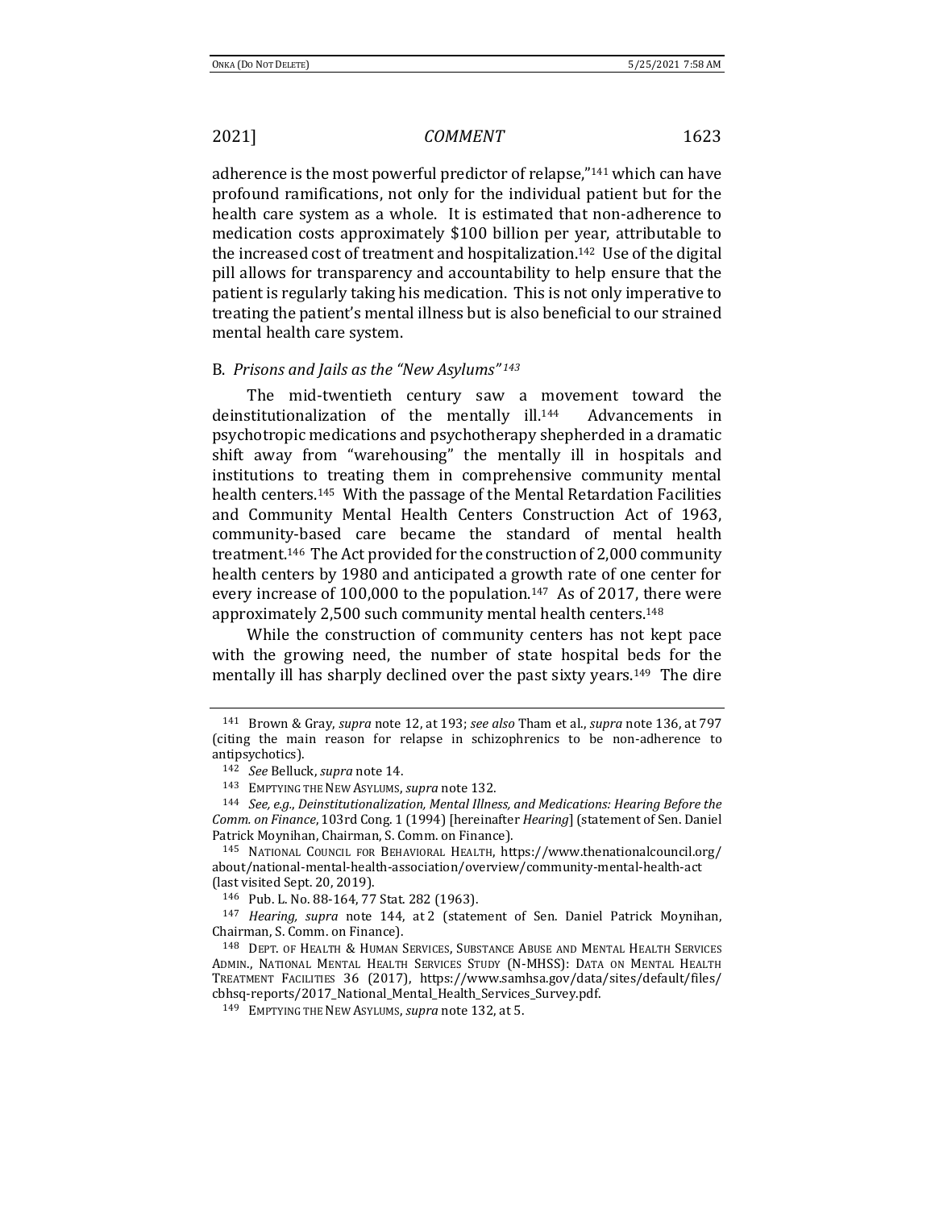adherence is the most powerful predictor of relapse,"[141] which can have profound ramifications, not only for the individual patient but for the health care system as a whole. It is estimated that non-adherence to medication costs approximately $100 billion per year, attributable to the increased cost of treatment and hospitalization.[142] Use of the digital pill allows for transparency and accountability to help ensure that the patient is regularly taking his medication. This is not only imperative to treating the patient's mental illness but is also beneficial to our strained mental health care system.

### B. *Prisons and Jails as the "New Asylums"*[143]

The mid-twentieth century saw a movement toward the deinstitutionalization of the mentally ill.[144] Advancements in psychotropic medications and psychotherapy shepherded in a dramatic shift away from "warehousing" the mentally ill in hospitals and institutions to treating them in comprehensive community mental health centers.[145] With the passage of the Mental Retardation Facilities and Community Mental Health Centers Construction Act of 1963, community-based care became the standard of mental health treatment.[146] The Act provided for the construction of 2,000 community health centers by 1980 and anticipated a growth rate of one center for every increase of 100,000 to the population.[147] As of 2017, there were approximately 2,500 such community mental health centers.[148]

While the construction of community centers has not kept pace with the growing need, the number of state hospital beds for the mentally ill has sharply declined over the past sixty years.[149] The dire

---

[141] Brown & Gray, *supra* note 12, at 193; *see also* Tham et al., *supra* note 136, at 797 (citing the main reason for relapse in schizophrenics to be non-adherence to antipsychotics).

[142] *See* Belluck, *supra* note 14.

[143] EMPTYING THE NEW ASYLUMS, *supra* note 132.

[144] *See, e.g.*, *Deinstitutionalization, Mental Illness, and Medications: Hearing Before the Comm. on Finance*, 103rd Cong. 1 (1994) [hereinafter *Hearing*] (statement of Sen. Daniel Patrick Moynihan, Chairman, S. Comm. on Finance).

[145] NATIONAL COUNCIL FOR BEHAVIORAL HEALTH, https://www.thenationalcouncil.org/about/national-mental-health-association/overview/community-mental-health-act (last visited Sept. 20, 2019).

[146] Pub. L. No. 88-164, 77 Stat. 282 (1963).

[147] *Hearing, supra* note 144, at 2 (statement of Sen. Daniel Patrick Moynihan, Chairman, S. Comm. on Finance).

[148] DEPT. OF HEALTH & HUMAN SERVICES, SUBSTANCE ABUSE AND MENTAL HEALTH SERVICES ADMIN., NATIONAL MENTAL HEALTH SERVICES STUDY (N-MHSS): DATA ON MENTAL HEALTH TREATMENT FACILITIES 36 (2017), https://www.samhsa.gov/data/sites/default/files/cbhsq-reports/2017_National_Mental_Health_Services_Survey.pdf.

[149] EMPTYING THE NEW ASYLUMS, *supra* note 132, at 5.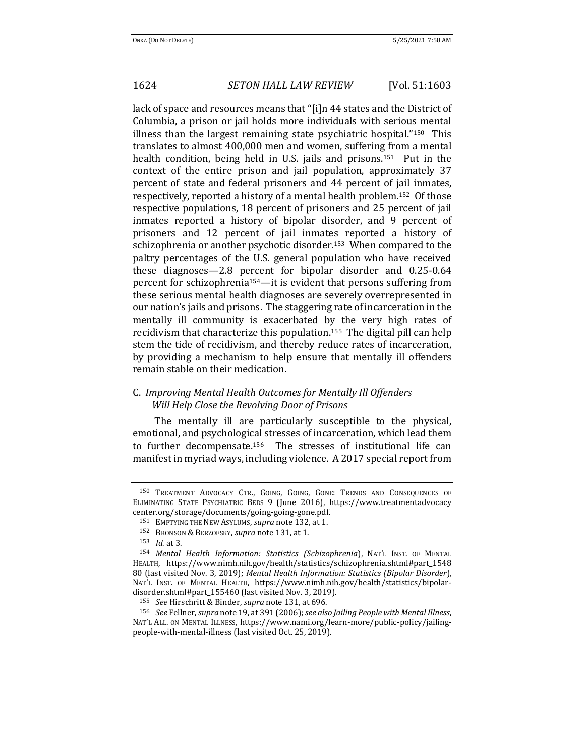lack of space and resources means that "[i]n 44 states and the District of Columbia, a prison or jail holds more individuals with serious mental illness than the largest remaining state psychiatric hospital."[150] This translates to almost 400,000 men and women, suffering from a mental health condition, being held in U.S. jails and prisons.[151] Put in the context of the entire prison and jail population, approximately 37 percent of state and federal prisoners and 44 percent of jail inmates, respectively, reported a history of a mental health problem.[152] Of those respective populations, 18 percent of prisoners and 25 percent of jail inmates reported a history of bipolar disorder, and 9 percent of prisoners and 12 percent of jail inmates reported a history of schizophrenia or another psychotic disorder.[153] When compared to the paltry percentages of the U.S. general population who have received these diagnoses—2.8 percent for bipolar disorder and 0.25-0.64 percent for schizophrenia[154]—it is evident that persons suffering from these serious mental health diagnoses are severely overrepresented in our nation's jails and prisons. The staggering rate of incarceration in the mentally ill community is exacerbated by the very high rates of recidivism that characterize this population.[155] The digital pill can help stem the tide of recidivism, and thereby reduce rates of incarceration, by providing a mechanism to help ensure that mentally ill offenders remain stable on their medication.

### C. *Improving Mental Health Outcomes for Mentally Ill Offenders Will Help Close the Revolving Door of Prisons*

The mentally ill are particularly susceptible to the physical, emotional, and psychological stresses of incarceration, which lead them to further decompensate.[156] The stresses of institutional life can manifest in myriad ways, including violence. A 2017 special report from

---

[150] TREATMENT ADVOCACY CTR., GOING, GOING, GONE: TRENDS AND CONSEQUENCES OF ELIMINATING STATE PSYCHIATRIC BEDS 9 (June 2016), https://www.treatmentadvocacycenter.org/storage/documents/going-going-gone.pdf.

[151] EMPTYING THE NEW ASYLUMS, *supra* note 132, at 1.

[152] BRONSON & BERZOFSKY, *supra* note 131, at 1.

[153] *Id.* at 3.

[154] *Mental Health Information: Statistics (Schizophrenia)*, NAT'L INST. OF MENTAL HEALTH, https://www.nimh.nih.gov/health/statistics/schizophrenia.shtml#part_154880 (last visited Nov. 3, 2019); *Mental Health Information: Statistics (Bipolar Disorder)*, NAT'L INST. OF MENTAL HEALTH, https://www.nimh.nih.gov/health/statistics/bipolar-disorder.shtml#part_155460 (last visited Nov. 3, 2019).

[155] *See* Hirschritt & Binder, *supra* note 131, at 696.

[156] *See* Fellner, *supra* note 19, at 391 (2006); *see also Jailing People with Mental Illness*, NAT'L ALL. ON MENTAL ILLNESS, https://www.nami.org/learn-more/public-policy/jailing-people-with-mental-illness (last visited Oct. 25, 2019).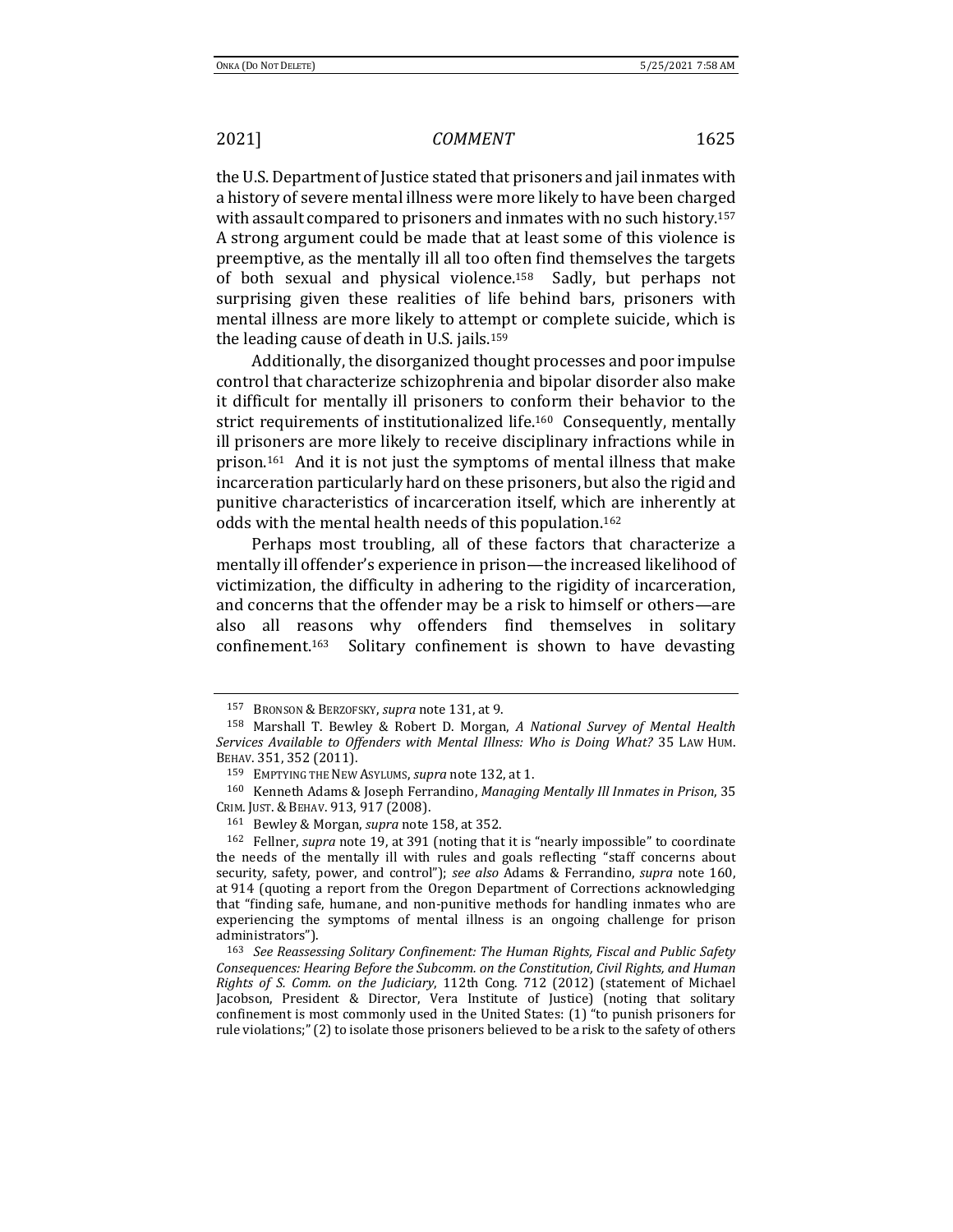the U.S. Department of Justice stated that prisoners and jail inmates with a history of severe mental illness were more likely to have been charged with assault compared to prisoners and inmates with no such history.[157] A strong argument could be made that at least some of this violence is preemptive, as the mentally ill all too often find themselves the targets of both sexual and physical violence.[158] Sadly, but perhaps not surprising given these realities of life behind bars, prisoners with mental illness are more likely to attempt or complete suicide, which is the leading cause of death in U.S. jails.[159]

Additionally, the disorganized thought processes and poor impulse control that characterize schizophrenia and bipolar disorder also make it difficult for mentally ill prisoners to conform their behavior to the strict requirements of institutionalized life.[160] Consequently, mentally ill prisoners are more likely to receive disciplinary infractions while in prison.[161] And it is not just the symptoms of mental illness that make incarceration particularly hard on these prisoners, but also the rigid and punitive characteristics of incarceration itself, which are inherently at odds with the mental health needs of this population.[162]

Perhaps most troubling, all of these factors that characterize a mentally ill offender's experience in prison—the increased likelihood of victimization, the difficulty in adhering to the rigidity of incarceration, and concerns that the offender may be a risk to himself or others—are also all reasons why offenders find themselves in solitary confinement.[163] Solitary confinement is shown to have devasting

---

[157] BRONSON & BERZOFSKY, *supra* note 131, at 9.

[158] Marshall T. Bewley & Robert D. Morgan, *A National Survey of Mental Health Services Available to Offenders with Mental Illness: Who is Doing What?* 35 LAW HUM. BEHAV. 351, 352 (2011).

[159] EMPTYING THE NEW ASYLUMS, *supra* note 132, at 1.

[160] Kenneth Adams & Joseph Ferrandino, *Managing Mentally Ill Inmates in Prison*, 35 CRIM. JUST. & BEHAV. 913, 917 (2008).

[161] Bewley & Morgan, *supra* note 158, at 352.

[162] Fellner, *supra* note 19, at 391 (noting that it is "nearly impossible" to coordinate the needs of the mentally ill with rules and goals reflecting "staff concerns about security, safety, power, and control"); *see also* Adams & Ferrandino, *supra* note 160, at 914 (quoting a report from the Oregon Department of Corrections acknowledging that "finding safe, humane, and non-punitive methods for handling inmates who are experiencing the symptoms of mental illness is an ongoing challenge for prison administrators").

[163] *See Reassessing Solitary Confinement: The Human Rights, Fiscal and Public Safety Consequences: Hearing Before the Subcomm. on the Constitution, Civil Rights, and Human Rights of S. Comm. on the Judiciary*, 112th Cong. 712 (2012) (statement of Michael Jacobson, President & Director, Vera Institute of Justice) (noting that solitary confinement is most commonly used in the United States: (1) "to punish prisoners for rule violations;" (2) to isolate those prisoners believed to be a risk to the safety of others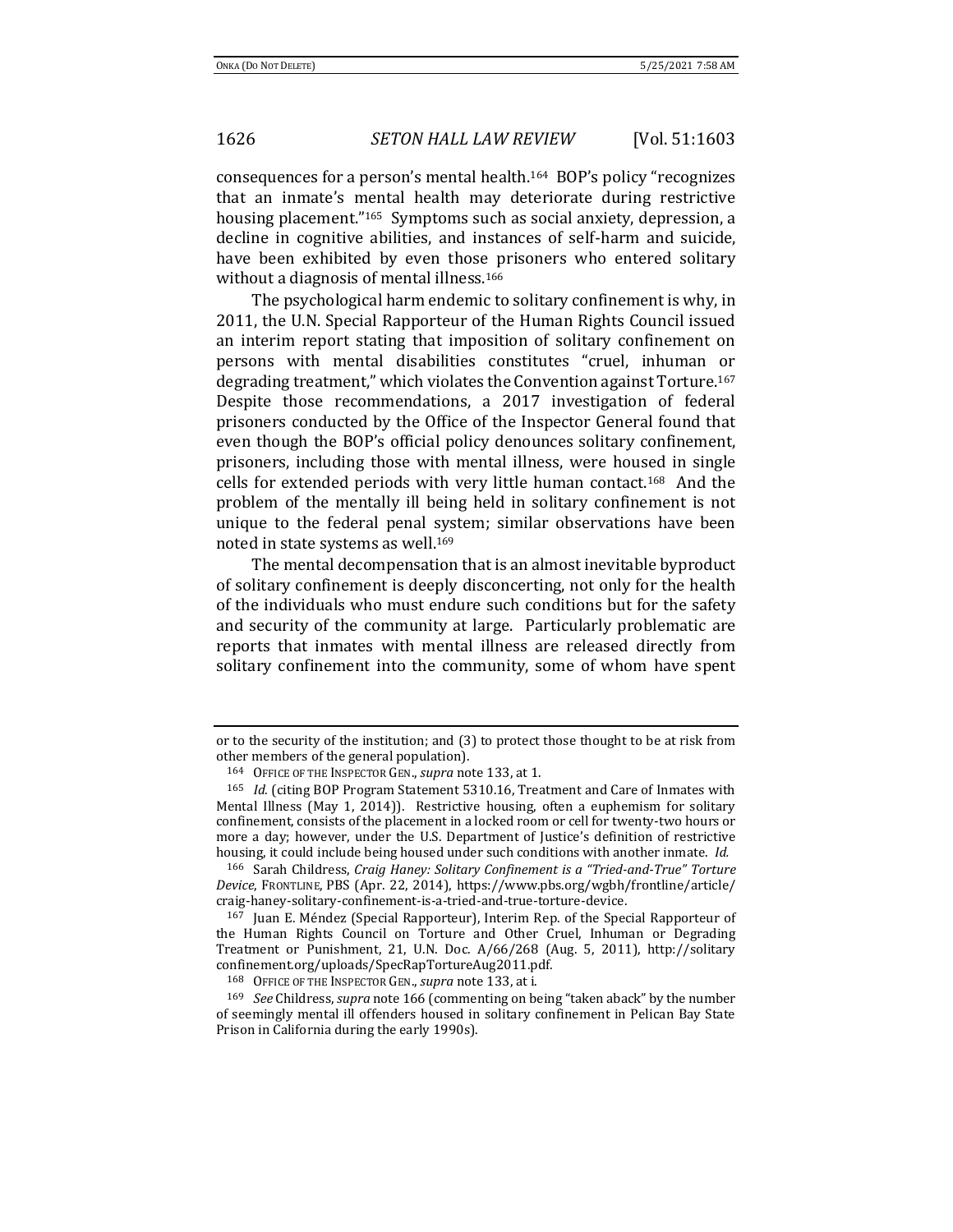consequences for a person's mental health.[164] BOP's policy "recognizes that an inmate's mental health may deteriorate during restrictive housing placement."[165] Symptoms such as social anxiety, depression, a decline in cognitive abilities, and instances of self-harm and suicide, have been exhibited by even those prisoners who entered solitary without a diagnosis of mental illness.[166]

The psychological harm endemic to solitary confinement is why, in 2011, the U.N. Special Rapporteur of the Human Rights Council issued an interim report stating that imposition of solitary confinement on persons with mental disabilities constitutes "cruel, inhuman or degrading treatment," which violates the Convention against Torture.[167] Despite those recommendations, a 2017 investigation of federal prisoners conducted by the Office of the Inspector General found that even though the BOP's official policy denounces solitary confinement, prisoners, including those with mental illness, were housed in single cells for extended periods with very little human contact.[168] And the problem of the mentally ill being held in solitary confinement is not unique to the federal penal system; similar observations have been noted in state systems as well.[169]

The mental decompensation that is an almost inevitable byproduct of solitary confinement is deeply disconcerting, not only for the health of the individuals who must endure such conditions but for the safety and security of the community at large. Particularly problematic are reports that inmates with mental illness are released directly from solitary confinement into the community, some of whom have spent

---

or to the security of the institution; and (3) to protect those thought to be at risk from other members of the general population).

[164] OFFICE OF THE INSPECTOR GEN., *supra* note 133, at 1.

[165] *Id.* (citing BOP Program Statement 5310.16, Treatment and Care of Inmates with Mental Illness (May 1, 2014)). Restrictive housing, often a euphemism for solitary confinement, consists of the placement in a locked room or cell for twenty-two hours or more a day; however, under the U.S. Department of Justice's definition of restrictive housing, it could include being housed under such conditions with another inmate. *Id.*

[166] Sarah Childress, *Craig Haney: Solitary Confinement is a "Tried-and-True" Torture Device*, FRONTLINE, PBS (Apr. 22, 2014), https://www.pbs.org/wgbh/frontline/article/craig-haney-solitary-confinement-is-a-tried-and-true-torture-device.

[167] Juan E. Méndez (Special Rapporteur), Interim Rep. of the Special Rapporteur of the Human Rights Council on Torture and Other Cruel, Inhuman or Degrading Treatment or Punishment, 21, U.N. Doc. A/66/268 (Aug. 5, 2011), http://solitaryconfinement.org/uploads/SpecRapTortureAug2011.pdf.

[168] OFFICE OF THE INSPECTOR GEN., *supra* note 133, at i.

[169] *See* Childress, *supra* note 166 (commenting on being "taken aback" by the number of seemingly mental ill offenders housed in solitary confinement in Pelican Bay State Prison in California during the early 1990s).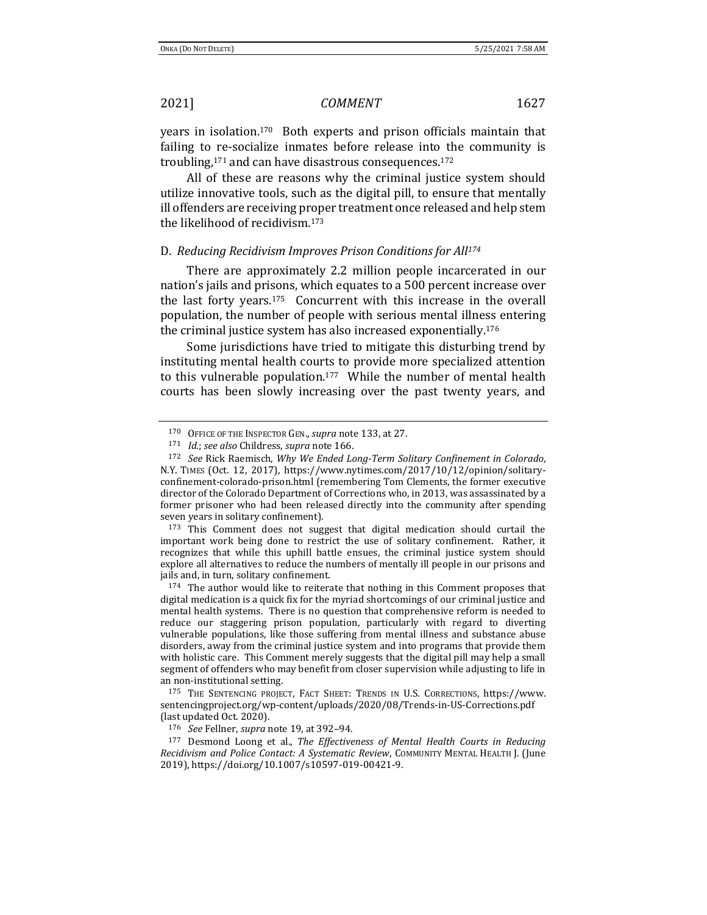years in isolation.[170] Both experts and prison officials maintain that failing to re-socialize inmates before release into the community is troubling,[171] and can have disastrous consequences.[172]

All of these are reasons why the criminal justice system should utilize innovative tools, such as the digital pill, to ensure that mentally ill offenders are receiving proper treatment once released and help stem the likelihood of recidivism.[173]

### D. *Reducing Recidivism Improves Prison Conditions for All*[174]

There are approximately 2.2 million people incarcerated in our nation's jails and prisons, which equates to a 500 percent increase over the last forty years.[175] Concurrent with this increase in the overall population, the number of people with serious mental illness entering the criminal justice system has also increased exponentially.[176]

Some jurisdictions have tried to mitigate this disturbing trend by instituting mental health courts to provide more specialized attention to this vulnerable population.[177] While the number of mental health courts has been slowly increasing over the past twenty years, and

---

[170] OFFICE OF THE INSPECTOR GEN., *supra* note 133, at 27.

[171] *Id.*; *see also* Childress, *supra* note 166.

[172] *See* Rick Raemisch, *Why We Ended Long-Term Solitary Confinement in Colorado*, N.Y. TIMES (Oct. 12, 2017), https://www.nytimes.com/2017/10/12/opinion/solitary-confinement-colorado-prison.html (remembering Tom Clements, the former executive director of the Colorado Department of Corrections who, in 2013, was assassinated by a former prisoner who had been released directly into the community after spending seven years in solitary confinement).

[173] This Comment does not suggest that digital medication should curtail the important work being done to restrict the use of solitary confinement. Rather, it recognizes that while this uphill battle ensues, the criminal justice system should explore all alternatives to reduce the numbers of mentally ill people in our prisons and jails and, in turn, solitary confinement.

[174] The author would like to reiterate that nothing in this Comment proposes that digital medication is a quick fix for the myriad shortcomings of our criminal justice and mental health systems. There is no question that comprehensive reform is needed to reduce our staggering prison population, particularly with regard to diverting vulnerable populations, like those suffering from mental illness and substance abuse disorders, away from the criminal justice system and into programs that provide them with holistic care. This Comment merely suggests that the digital pill may help a small segment of offenders who may benefit from closer supervision while adjusting to life in an non-institutional setting.

[175] THE SENTENCING PROJECT, FACT SHEET: TRENDS IN U.S. CORRECTIONS, https://www.sentencingproject.org/wp-content/uploads/2020/08/Trends-in-US-Corrections.pdf (last updated Oct. 2020).

[176] *See* Fellner, *supra* note 19, at 392–94.

[177] Desmond Loong et al., *The Effectiveness of Mental Health Courts in Reducing Recidivism and Police Contact: A Systematic Review*, COMMUNITY MENTAL HEALTH J. (June 2019), https://doi.org/10.1007/s10597-019-00421-9.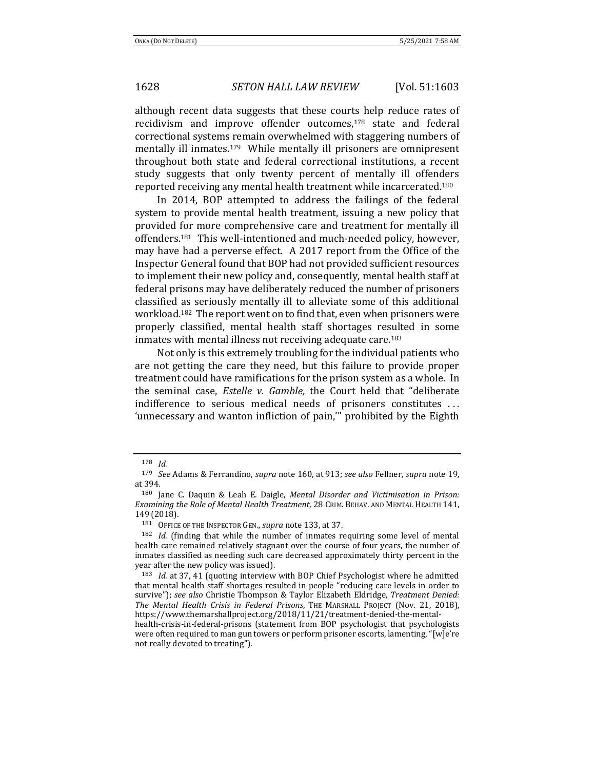although recent data suggests that these courts help reduce rates of recidivism and improve offender outcomes,[178] state and federal correctional systems remain overwhelmed with staggering numbers of mentally ill inmates.[179] While mentally ill prisoners are omnipresent throughout both state and federal correctional institutions, a recent study suggests that only twenty percent of mentally ill offenders reported receiving any mental health treatment while incarcerated.[180]

In 2014, BOP attempted to address the failings of the federal system to provide mental health treatment, issuing a new policy that provided for more comprehensive care and treatment for mentally ill offenders.[181] This well-intentioned and much-needed policy, however, may have had a perverse effect. A 2017 report from the Office of the Inspector General found that BOP had not provided sufficient resources to implement their new policy and, consequently, mental health staff at federal prisons may have deliberately reduced the number of prisoners classified as seriously mentally ill to alleviate some of this additional workload.[182] The report went on to find that, even when prisoners were properly classified, mental health staff shortages resulted in some inmates with mental illness not receiving adequate care.[183]

Not only is this extremely troubling for the individual patients who are not getting the care they need, but this failure to provide proper treatment could have ramifications for the prison system as a whole. In the seminal case, *Estelle v. Gamble*, the Court held that "deliberate indifference to serious medical needs of prisoners constitutes . . . 'unnecessary and wanton infliction of pain,'" prohibited by the Eighth

---

[178] *Id.*

[179] *See* Adams & Ferrandino, *supra* note 160, at 913; *see also* Fellner, *supra* note 19, at 394.

[180] Jane C. Daquin & Leah E. Daigle, *Mental Disorder and Victimisation in Prison: Examining the Role of Mental Health Treatment*, 28 CRIM. BEHAV. AND MENTAL HEALTH 141, 149 (2018).

[181] OFFICE OF THE INSPECTOR GEN., *supra* note 133, at 37.

[182] *Id.* (finding that while the number of inmates requiring some level of mental health care remained relatively stagnant over the course of four years, the number of inmates classified as needing such care decreased approximately thirty percent in the year after the new policy was issued).

[183] *Id.* at 37, 41 (quoting interview with BOP Chief Psychologist where he admitted that mental health staff shortages resulted in people "reducing care levels in order to survive"); *see also* Christie Thompson & Taylor Elizabeth Eldridge, *Treatment Denied: The Mental Health Crisis in Federal Prisons*, THE MARSHALL PROJECT (Nov. 21, 2018), https://www.themarshallproject.org/2018/11/21/treatment-denied-the-mental-health-crisis-in-federal-prisons (statement from BOP psychologist that psychologists were often required to man gun towers or perform prisoner escorts, lamenting, "[w]e're not really devoted to treating").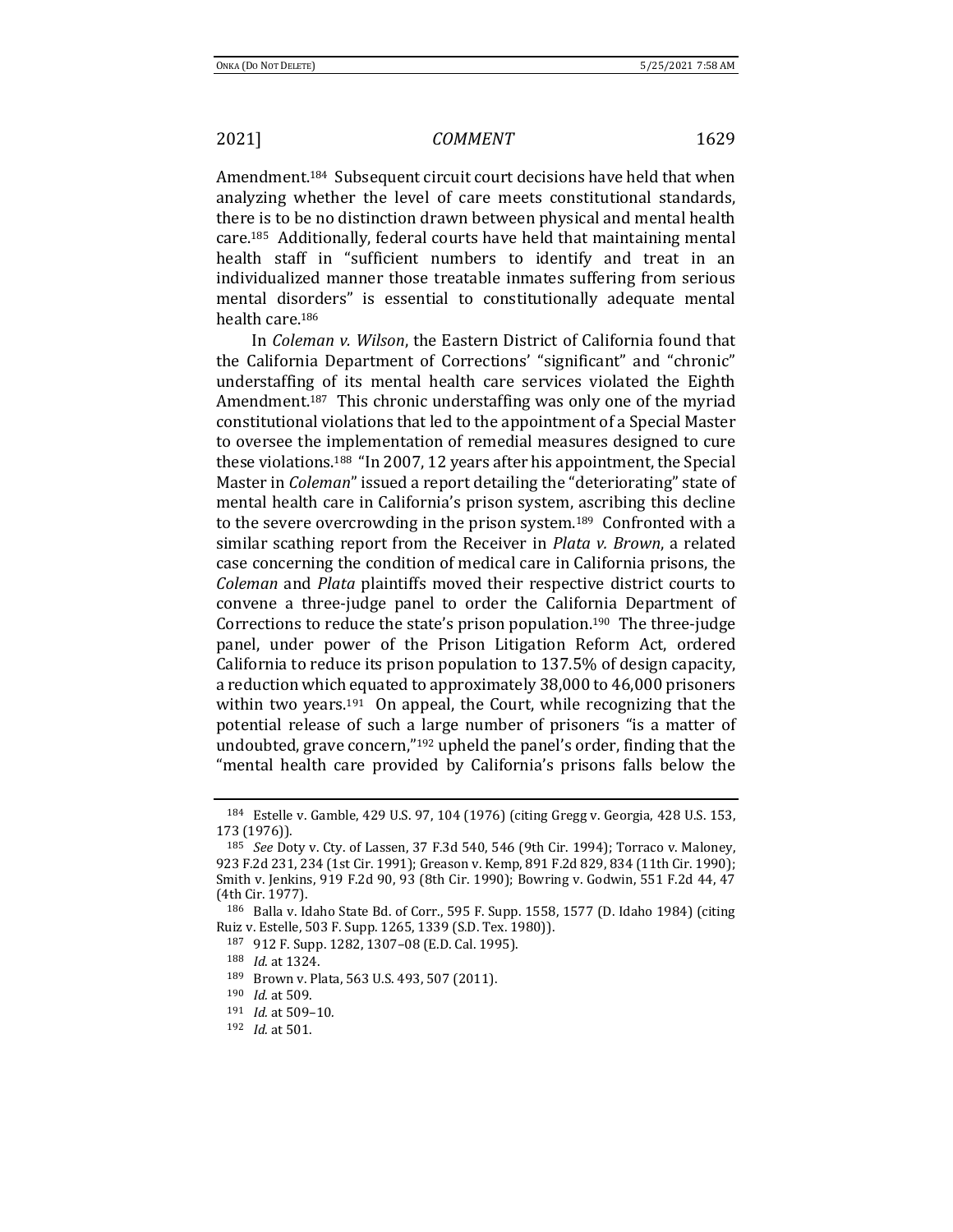Amendment.[184] Subsequent circuit court decisions have held that when analyzing whether the level of care meets constitutional standards, there is to be no distinction drawn between physical and mental health care.[185] Additionally, federal courts have held that maintaining mental health staff in "sufficient numbers to identify and treat in an individualized manner those treatable inmates suffering from serious mental disorders" is essential to constitutionally adequate mental health care.[186]

In *Coleman v. Wilson*, the Eastern District of California found that the California Department of Corrections' "significant" and "chronic" understaffing of its mental health care services violated the Eighth Amendment.[187] This chronic understaffing was only one of the myriad constitutional violations that led to the appointment of a Special Master to oversee the implementation of remedial measures designed to cure these violations.[188] "In 2007, 12 years after his appointment, the Special Master in *Coleman*" issued a report detailing the "deteriorating" state of mental health care in California's prison system, ascribing this decline to the severe overcrowding in the prison system.[189] Confronted with a similar scathing report from the Receiver in *Plata v. Brown*, a related case concerning the condition of medical care in California prisons, the *Coleman* and *Plata* plaintiffs moved their respective district courts to convene a three-judge panel to order the California Department of Corrections to reduce the state's prison population.[190] The three-judge panel, under power of the Prison Litigation Reform Act, ordered California to reduce its prison population to 137.5% of design capacity, a reduction which equated to approximately 38,000 to 46,000 prisoners within two years.[191] On appeal, the Court, while recognizing that the potential release of such a large number of prisoners "is a matter of undoubted, grave concern,"[192] upheld the panel's order, finding that the "mental health care provided by California's prisons falls below the

---

[184] Estelle v. Gamble, 429 U.S. 97, 104 (1976) (citing Gregg v. Georgia, 428 U.S. 153, 173 (1976)).

[185] *See* Doty v. Cty. of Lassen, 37 F.3d 540, 546 (9th Cir. 1994); Torraco v. Maloney, 923 F.2d 231, 234 (1st Cir. 1991); Greason v. Kemp, 891 F.2d 829, 834 (11th Cir. 1990); Smith v. Jenkins, 919 F.2d 90, 93 (8th Cir. 1990); Bowring v. Godwin, 551 F.2d 44, 47 (4th Cir. 1977).

[186] Balla v. Idaho State Bd. of Corr., 595 F. Supp. 1558, 1577 (D. Idaho 1984) (citing Ruiz v. Estelle, 503 F. Supp. 1265, 1339 (S.D. Tex. 1980)).

[187] 912 F. Supp. 1282, 1307–08 (E.D. Cal. 1995).

[188] *Id.* at 1324.

[189] Brown v. Plata, 563 U.S. 493, 507 (2011).

[190] *Id.* at 509.

[191] *Id.* at 509–10.

[192] *Id.* at 501.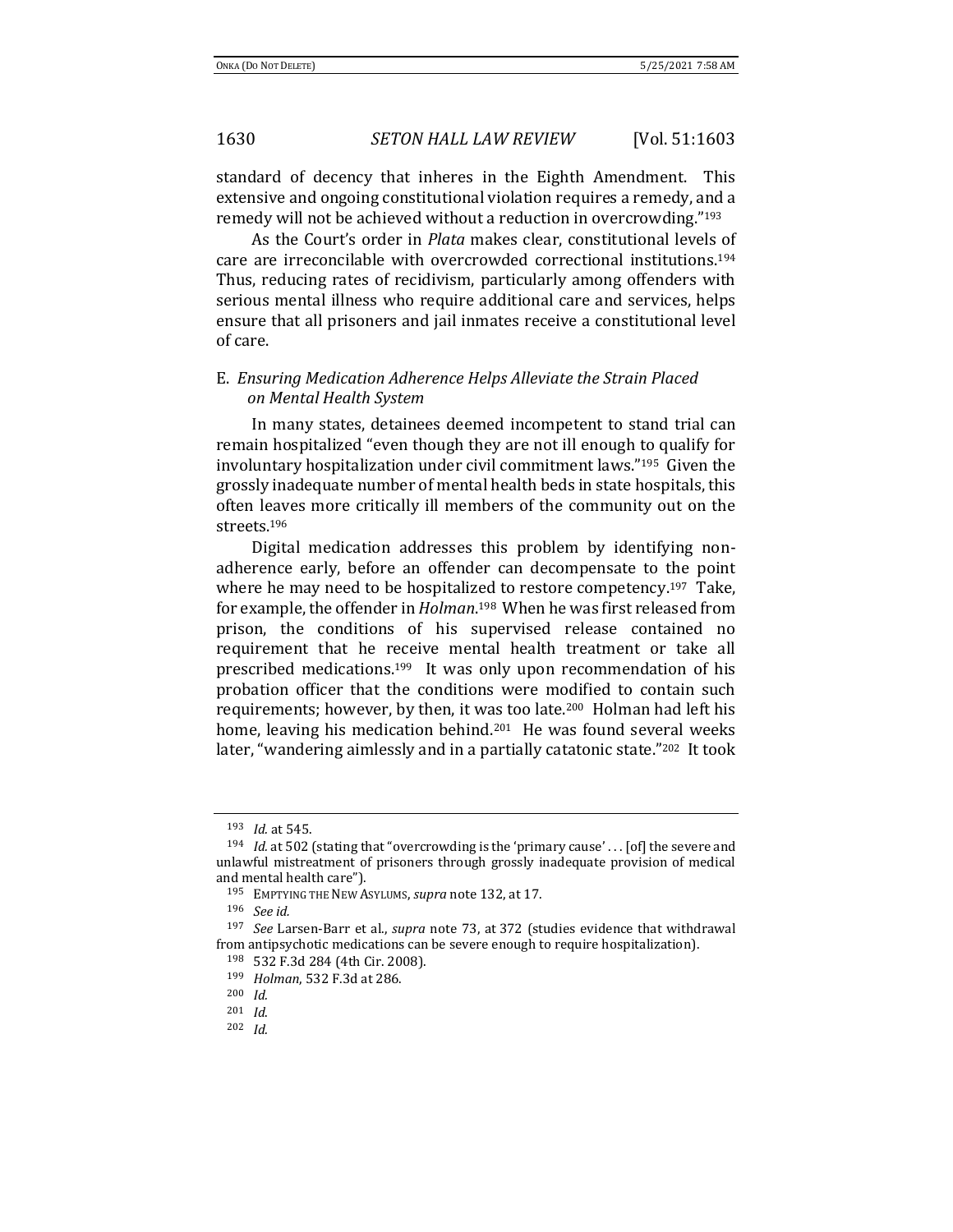standard of decency that inheres in the Eighth Amendment. This extensive and ongoing constitutional violation requires a remedy, and a remedy will not be achieved without a reduction in overcrowding."[193]

As the Court's order in *Plata* makes clear, constitutional levels of care are irreconcilable with overcrowded correctional institutions.[194] Thus, reducing rates of recidivism, particularly among offenders with serious mental illness who require additional care and services, helps ensure that all prisoners and jail inmates receive a constitutional level of care.

### E. *Ensuring Medication Adherence Helps Alleviate the Strain Placed on Mental Health System*

In many states, detainees deemed incompetent to stand trial can remain hospitalized "even though they are not ill enough to qualify for involuntary hospitalization under civil commitment laws."[195] Given the grossly inadequate number of mental health beds in state hospitals, this often leaves more critically ill members of the community out on the streets.[196]

Digital medication addresses this problem by identifying non-adherence early, before an offender can decompensate to the point where he may need to be hospitalized to restore competency.[197] Take, for example, the offender in *Holman*.[198] When he was first released from prison, the conditions of his supervised release contained no requirement that he receive mental health treatment or take all prescribed medications.[199] It was only upon recommendation of his probation officer that the conditions were modified to contain such requirements; however, by then, it was too late.[200] Holman had left his home, leaving his medication behind.[201] He was found several weeks later, "wandering aimlessly and in a partially catatonic state."[202] It took

---

[193] *Id.* at 545.

[194] *Id.* at 502 (stating that "overcrowding is the 'primary cause' . . . [of] the severe and unlawful mistreatment of prisoners through grossly inadequate provision of medical and mental health care").

[195] EMPTYING THE NEW ASYLUMS, *supra* note 132, at 17.

[196] *See id.*

[197] *See* Larsen-Barr et al., *supra* note 73, at 372 (studies evidence that withdrawal from antipsychotic medications can be severe enough to require hospitalization).

[198] 532 F.3d 284 (4th Cir. 2008).

[199] *Holman*, 532 F.3d at 286.

[200] *Id.*

[201] *Id.*

[202] *Id.*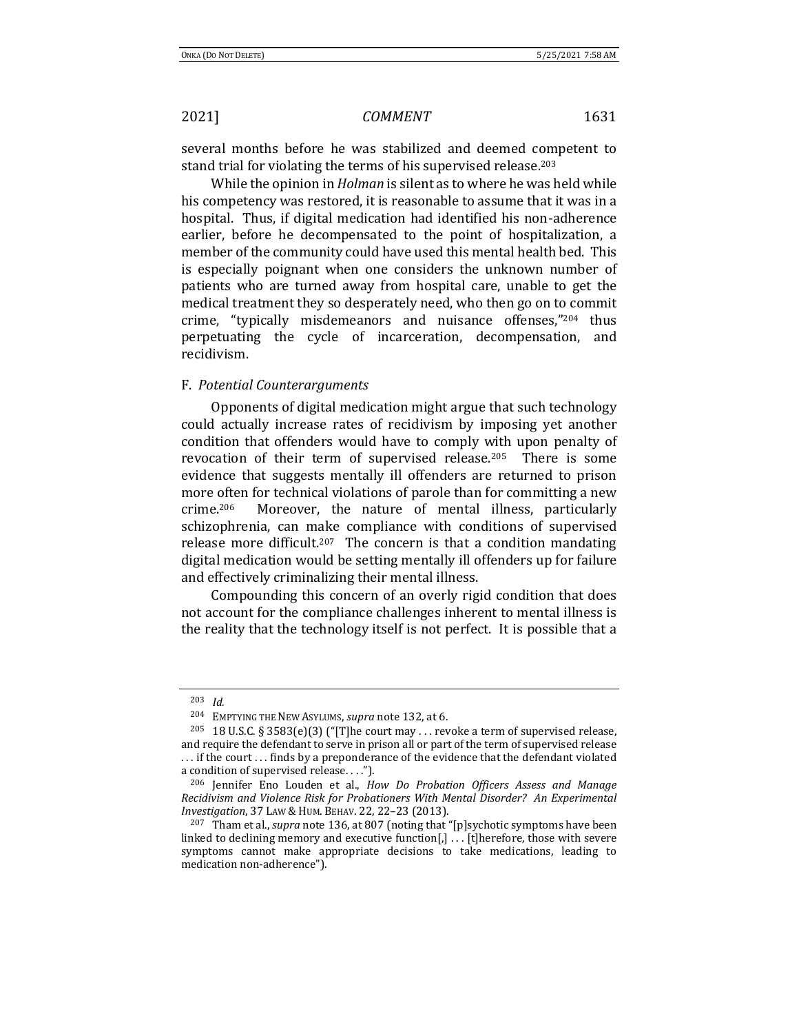several months before he was stabilized and deemed competent to stand trial for violating the terms of his supervised release.[203]

While the opinion in *Holman* is silent as to where he was held while his competency was restored, it is reasonable to assume that it was in a hospital. Thus, if digital medication had identified his non-adherence earlier, before he decompensated to the point of hospitalization, a member of the community could have used this mental health bed. This is especially poignant when one considers the unknown number of patients who are turned away from hospital care, unable to get the medical treatment they so desperately need, who then go on to commit crime, "typically misdemeanors and nuisance offenses,"[204] thus perpetuating the cycle of incarceration, decompensation, and recidivism.

### F. *Potential Counterarguments*

Opponents of digital medication might argue that such technology could actually increase rates of recidivism by imposing yet another condition that offenders would have to comply with upon penalty of revocation of their term of supervised release.[205] There is some evidence that suggests mentally ill offenders are returned to prison more often for technical violations of parole than for committing a new crime.[206] Moreover, the nature of mental illness, particularly schizophrenia, can make compliance with conditions of supervised release more difficult.[207] The concern is that a condition mandating digital medication would be setting mentally ill offenders up for failure and effectively criminalizing their mental illness.

Compounding this concern of an overly rigid condition that does not account for the compliance challenges inherent to mental illness is the reality that the technology itself is not perfect. It is possible that a

---

[203] *Id.*

[204] EMPTYING THE NEW ASYLUMS, *supra* note 132, at 6.

[205] 18 U.S.C. § 3583(e)(3) ("[T]he court may . . . revoke a term of supervised release, and require the defendant to serve in prison all or part of the term of supervised release . . . if the court . . . finds by a preponderance of the evidence that the defendant violated a condition of supervised release. . . .").

[206] Jennifer Eno Louden et al., *How Do Probation Officers Assess and Manage Recidivism and Violence Risk for Probationers With Mental Disorder? An Experimental Investigation*, 37 LAW & HUM. BEHAV. 22, 22–23 (2013).

[207] Tham et al., *supra* note 136, at 807 (noting that "[p]sychotic symptoms have been linked to declining memory and executive function[,] . . . [t]herefore, those with severe symptoms cannot make appropriate decisions to take medications, leading to medication non-adherence").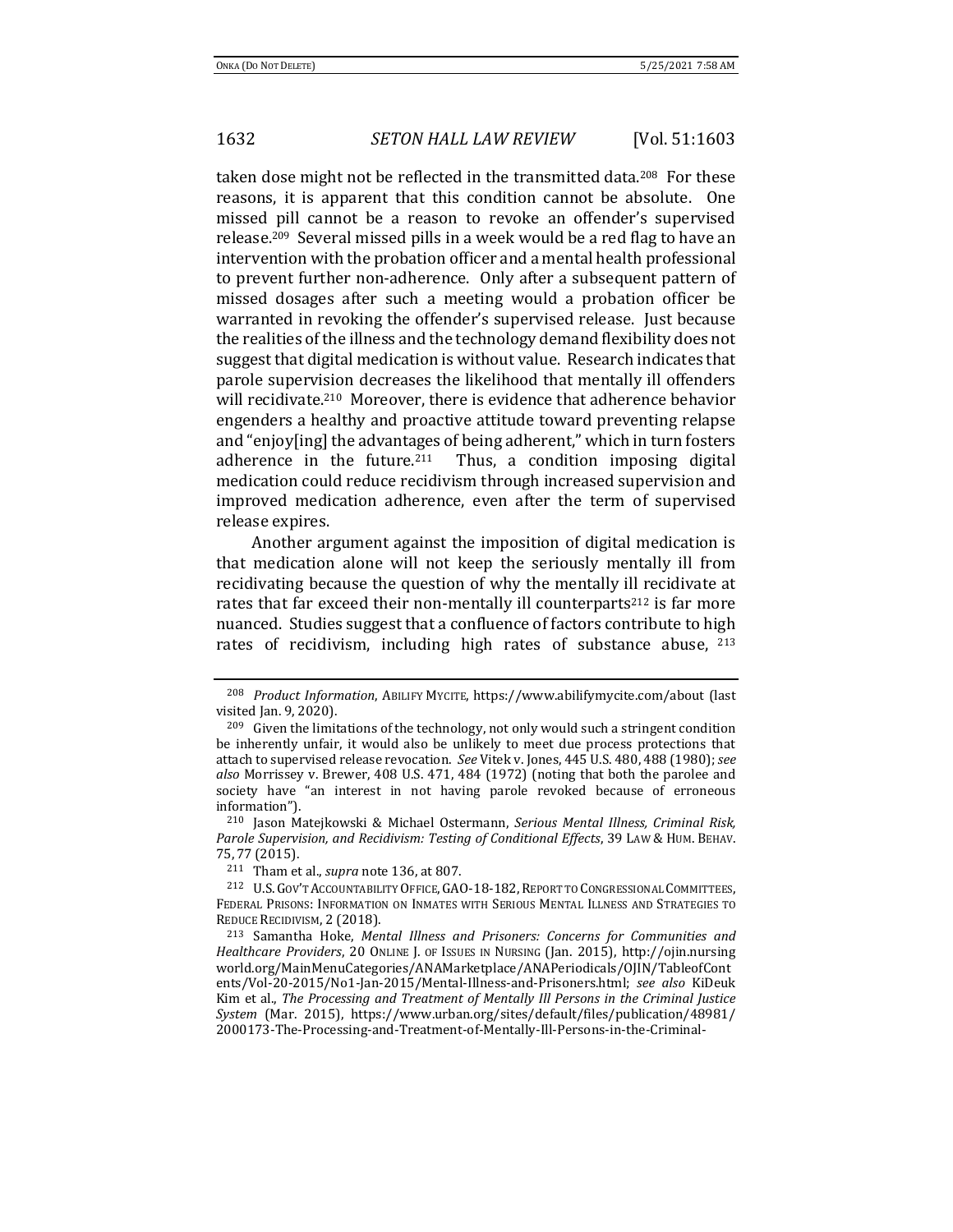taken dose might not be reflected in the transmitted data.[208] For these reasons, it is apparent that this condition cannot be absolute. One missed pill cannot be a reason to revoke an offender's supervised release.[209] Several missed pills in a week would be a red flag to have an intervention with the probation officer and a mental health professional to prevent further non-adherence. Only after a subsequent pattern of missed dosages after such a meeting would a probation officer be warranted in revoking the offender's supervised release. Just because the realities of the illness and the technology demand flexibility does not suggest that digital medication is without value. Research indicates that parole supervision decreases the likelihood that mentally ill offenders will recidivate.[210] Moreover, there is evidence that adherence behavior engenders a healthy and proactive attitude toward preventing relapse and "enjoy[ing] the advantages of being adherent," which in turn fosters adherence in the future.[211] Thus, a condition imposing digital medication could reduce recidivism through increased supervision and improved medication adherence, even after the term of supervised release expires.

Another argument against the imposition of digital medication is that medication alone will not keep the seriously mentally ill from recidivating because the question of why the mentally ill recidivate at rates that far exceed their non-mentally ill counterparts[212] is far more nuanced. Studies suggest that a confluence of factors contribute to high rates of recidivism, including high rates of substance abuse, [213]

---

[208] *Product Information*, ABILIFY MYCITE, https://www.abilifymycite.com/about (last visited Jan. 9, 2020).

[209] Given the limitations of the technology, not only would such a stringent condition be inherently unfair, it would also be unlikely to meet due process protections that attach to supervised release revocation. *See* Vitek v. Jones, 445 U.S. 480, 488 (1980); *see also* Morrissey v. Brewer, 408 U.S. 471, 484 (1972) (noting that both the parolee and society have "an interest in not having parole revoked because of erroneous information").

[210] Jason Matejkowski & Michael Ostermann, *Serious Mental Illness, Criminal Risk, Parole Supervision, and Recidivism: Testing of Conditional Effects*, 39 LAW & HUM. BEHAV. 75, 77 (2015).

[211] Tham et al., *supra* note 136, at 807.

[212] U.S. GOV'T ACCOUNTABILITY OFFICE, GAO-18-182, REPORT TO CONGRESSIONAL COMMITTEES, FEDERAL PRISONS: INFORMATION ON INMATES WITH SERIOUS MENTAL ILLNESS AND STRATEGIES TO REDUCE RECIDIVISM, 2 (2018).

[213] Samantha Hoke, *Mental Illness and Prisoners: Concerns for Communities and Healthcare Providers*, 20 ONLINE J. OF ISSUES IN NURSING (Jan. 2015), http://ojin.nursingworld.org/MainMenuCategories/ANAMarketplace/ANAPeriodicals/OJIN/TableofContents/Vol-20-2015/No1-Jan-2015/Mental-Illness-and-Prisoners.html; *see also* KiDeuk Kim et al., *The Processing and Treatment of Mentally Ill Persons in the Criminal Justice System* (Mar. 2015), https://www.urban.org/sites/default/files/publication/48981/2000173-The-Processing-and-Treatment-of-Mentally-Ill-Persons-in-the-Criminal-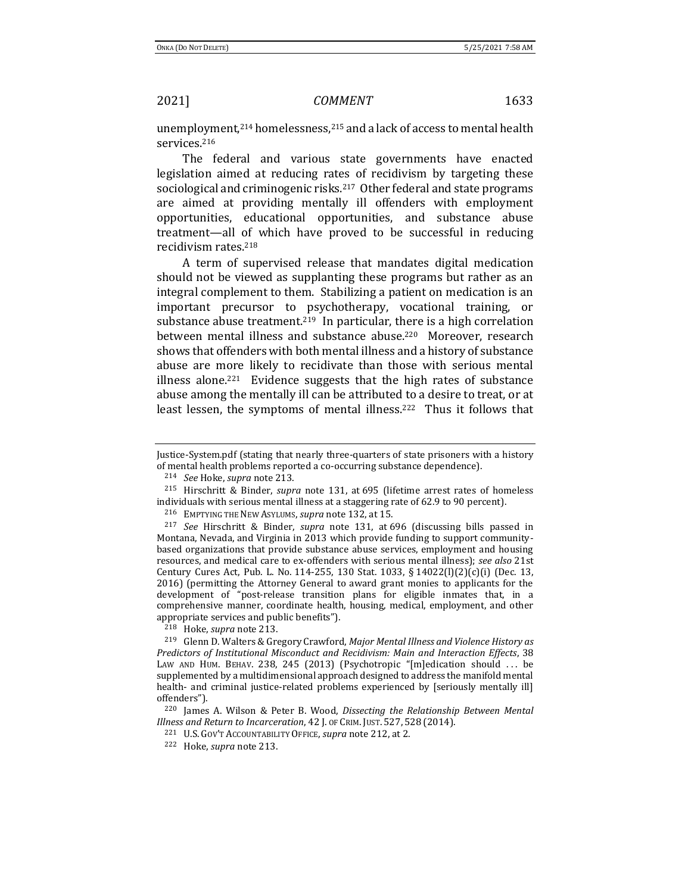unemployment,[214] homelessness,[215] and a lack of access to mental health services.[216]

The federal and various state governments have enacted legislation aimed at reducing rates of recidivism by targeting these sociological and criminogenic risks.[217] Other federal and state programs are aimed at providing mentally ill offenders with employment opportunities, educational opportunities, and substance abuse treatment—all of which have proved to be successful in reducing recidivism rates.[218]

A term of supervised release that mandates digital medication should not be viewed as supplanting these programs but rather as an integral complement to them. Stabilizing a patient on medication is an important precursor to psychotherapy, vocational training, or substance abuse treatment.[219] In particular, there is a high correlation between mental illness and substance abuse.[220] Moreover, research shows that offenders with both mental illness and a history of substance abuse are more likely to recidivate than those with serious mental illness alone.[221] Evidence suggests that the high rates of substance abuse among the mentally ill can be attributed to a desire to treat, or at least lessen, the symptoms of mental illness.[222] Thus it follows that

---

Justice-System.pdf (stating that nearly three-quarters of state prisoners with a history of mental health problems reported a co-occurring substance dependence).

214 *See* Hoke, *supra* note 213.

215 Hirschtritt & Binder, *supra* note 131, at 695 (lifetime arrest rates of homeless individuals with serious mental illness at a staggering rate of 62.9 to 90 percent).

216 EMPTYING THE NEW ASYLUMS, *supra* note 132, at 15.

217 *See* Hirschtritt & Binder, *supra* note 131, at 696 (discussing bills passed in Montana, Nevada, and Virginia in 2013 which provide funding to support community-based organizations that provide substance abuse services, employment and housing resources, and medical care to ex-offenders with serious mental illness); *see also* 21st Century Cures Act, Pub. L. No. 114-255, 130 Stat. 1033, § 14022(l)(2)(c)(i) (Dec. 13, 2016) (permitting the Attorney General to award grant monies to applicants for the development of "post-release transition plans for eligible inmates that, in a comprehensive manner, coordinate health, housing, medical, employment, and other appropriate services and public benefits").

218 Hoke, *supra* note 213.

219 Glenn D. Walters & Gregory Crawford, *Major Mental Illness and Violence History as Predictors of Institutional Misconduct and Recidivism: Main and Interaction Effects*, 38 LAW AND HUM. BEHAV. 238, 245 (2013) (Psychotropic "[m]edication should . . . be supplemented by a multidimensional approach designed to address the manifold mental health- and criminal justice-related problems experienced by [seriously mentally ill] offenders").

220 James A. Wilson & Peter B. Wood, *Dissecting the Relationship Between Mental Illness and Return to Incarceration*, 42 J. OF CRIM. JUST. 527, 528 (2014).

221 U.S. GOV'T ACCOUNTABILITY OFFICE, *supra* note 212, at 2.

222 Hoke, *supra* note 213.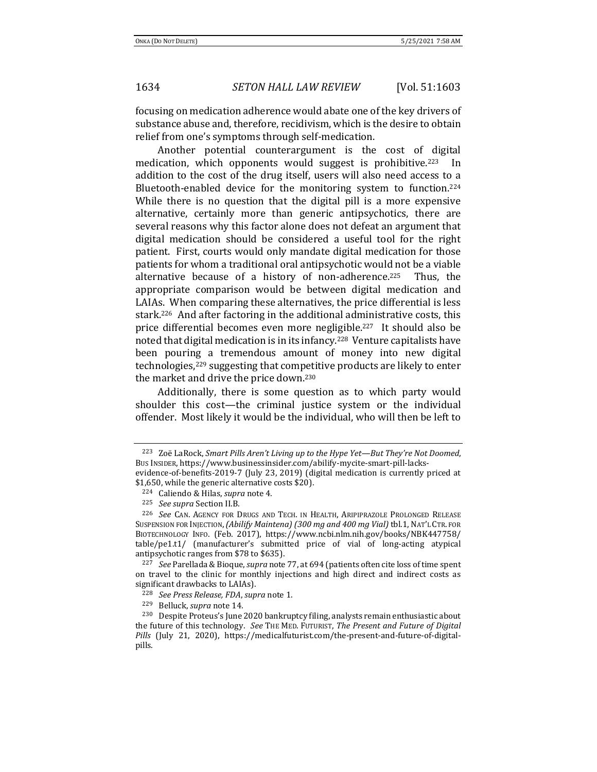focusing on medication adherence would abate one of the key drivers of substance abuse and, therefore, recidivism, which is the desire to obtain relief from one's symptoms through self-medication.

Another potential counterargument is the cost of digital medication, which opponents would suggest is prohibitive.[223] In addition to the cost of the drug itself, users will also need access to a Bluetooth-enabled device for the monitoring system to function.[224] While there is no question that the digital pill is a more expensive alternative, certainly more than generic antipsychotics, there are several reasons why this factor alone does not defeat an argument that digital medication should be considered a useful tool for the right patient. First, courts would only mandate digital medication for those patients for whom a traditional oral antipsychotic would not be a viable alternative because of a history of non-adherence.[225] Thus, the appropriate comparison would be between digital medication and LAIAs. When comparing these alternatives, the price differential is less stark.[226] And after factoring in the additional administrative costs, this price differential becomes even more negligible.[227] It should also be noted that digital medication is in its infancy.[228] Venture capitalists have been pouring a tremendous amount of money into new digital technologies,[229] suggesting that competitive products are likely to enter the market and drive the price down.[230]

Additionally, there is some question as to which party would shoulder this cost—the criminal justice system or the individual offender. Most likely it would be the individual, who will then be left to

---

[223] Zoë LaRock, *Smart Pills Aren't Living up to the Hype Yet—But They're Not Doomed*, BUS INSIDER, https://www.businessinsider.com/abilify-mycite-smart-pill-lacks-evidence-of-benefits-2019-7 (July 23, 2019) (digital medication is currently priced at $1,650, while the generic alternative costs $20).

[224] Caliendo & Hilas, *supra* note 4.

[225] *See supra* Section II.B.

[226] *See* CAN. AGENCY FOR DRUGS AND TECH. IN HEALTH, ARIPIPRAZOLE PROLONGED RELEASE SUSPENSION FOR INJECTION, *(Abilify Maintena) (300 mg and 400 mg Vial)* tbl.1, NAT'L CTR. FOR BIOTECHNOLOGY INFO. (Feb. 2017), https://www.ncbi.nlm.nih.gov/books/NBK447758/table/pe1.t1/ (manufacturer's submitted price of vial of long-acting atypical antipsychotic ranges from $78 to $635).

[227] *See* Parellada & Bioque, *supra* note 77, at 694 (patients often cite loss of time spent on travel to the clinic for monthly injections and high direct and indirect costs as significant drawbacks to LAIAs).

[228] *See Press Release, FDA*, *supra* note 1.

[229] Belluck, *supra* note 14.

[230] Despite Proteus's June 2020 bankruptcy filing, analysts remain enthusiastic about the future of this technology. *See* THE MED. FUTURIST, *The Present and Future of Digital Pills* (July 21, 2020), https://medicalfuturist.com/the-present-and-future-of-digital-pills.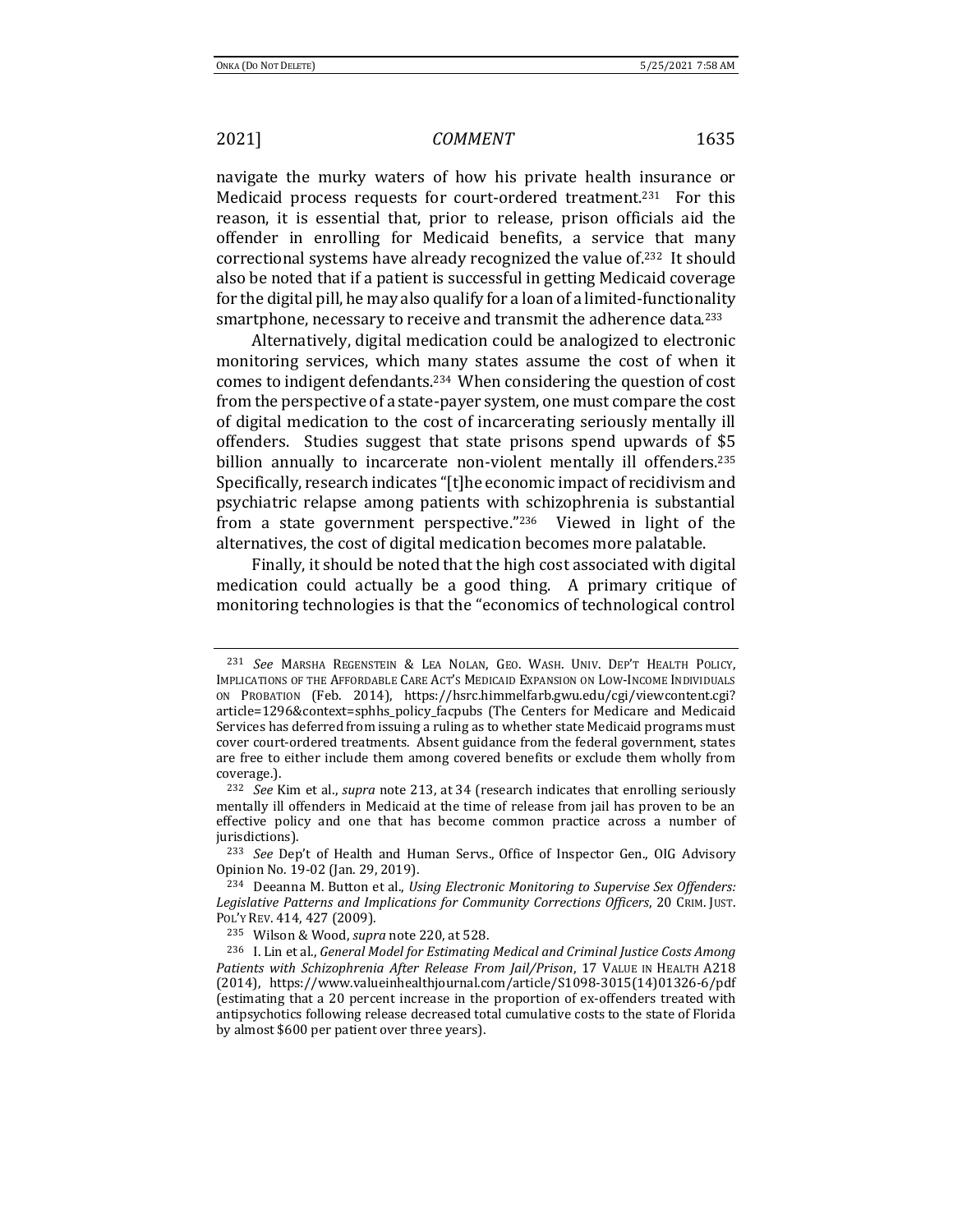navigate the murky waters of how his private health insurance or Medicaid process requests for court-ordered treatment.[231] For this reason, it is essential that, prior to release, prison officials aid the offender in enrolling for Medicaid benefits, a service that many correctional systems have already recognized the value of.[232] It should also be noted that if a patient is successful in getting Medicaid coverage for the digital pill, he may also qualify for a loan of a limited-functionality smartphone, necessary to receive and transmit the adherence data.[233]

Alternatively, digital medication could be analogized to electronic monitoring services, which many states assume the cost of when it comes to indigent defendants.[234] When considering the question of cost from the perspective of a state-payer system, one must compare the cost of digital medication to the cost of incarcerating seriously mentally ill offenders. Studies suggest that state prisons spend upwards of $5 billion annually to incarcerate non-violent mentally ill offenders.[235] Specifically, research indicates "[t]he economic impact of recidivism and psychiatric relapse among patients with schizophrenia is substantial from a state government perspective."[236] Viewed in light of the alternatives, the cost of digital medication becomes more palatable.

Finally, it should be noted that the high cost associated with digital medication could actually be a good thing. A primary critique of monitoring technologies is that the "economics of technological control

---

[231] *See* MARSHA REGENSTEIN & LEA NOLAN, GEO. WASH. UNIV. DEP'T HEALTH POLICY, IMPLICATIONS OF THE AFFORDABLE CARE ACT'S MEDICAID EXPANSION ON LOW-INCOME INDIVIDUALS ON PROBATION (Feb. 2014), https://hsrc.himmelfarb.gwu.edu/cgi/viewcontent.cgi?article=1296&context=sphhs_policy_facpubs (The Centers for Medicare and Medicaid Services has deferred from issuing a ruling as to whether state Medicaid programs must cover court-ordered treatments. Absent guidance from the federal government, states are free to either include them among covered benefits or exclude them wholly from coverage.).

[232] *See* Kim et al., *supra* note 213, at 34 (research indicates that enrolling seriously mentally ill offenders in Medicaid at the time of release from jail has proven to be an effective policy and one that has become common practice across a number of jurisdictions).

[233] *See* Dep't of Health and Human Servs., Office of Inspector Gen., OIG Advisory Opinion No. 19-02 (Jan. 29, 2019).

[234] Deeanna M. Button et al., *Using Electronic Monitoring to Supervise Sex Offenders: Legislative Patterns and Implications for Community Corrections Officers*, 20 CRIM. JUST. POL'Y REV. 414, 427 (2009).

[235] Wilson & Wood, *supra* note 220, at 528.

[236] I. Lin et al., *General Model for Estimating Medical and Criminal Justice Costs Among Patients with Schizophrenia After Release From Jail/Prison*, 17 VALUE IN HEALTH A218 (2014), https://www.valueinhealthjournal.com/article/S1098-3015(14)01326-6/pdf (estimating that a 20 percent increase in the proportion of ex-offenders treated with antipsychotics following release decreased total cumulative costs to the state of Florida by almost $600 per patient over three years).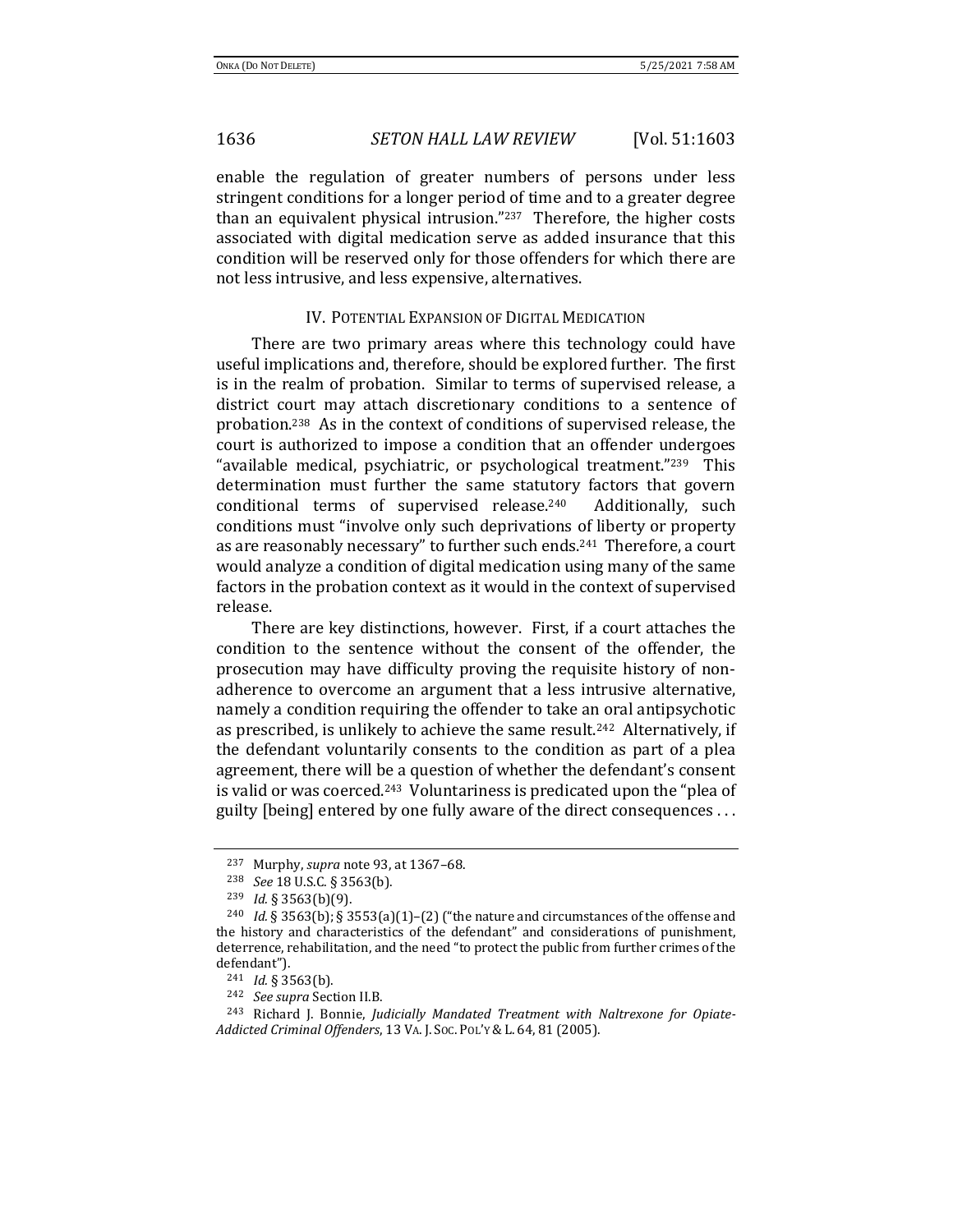enable the regulation of greater numbers of persons under less stringent conditions for a longer period of time and to a greater degree than an equivalent physical intrusion."[237] Therefore, the higher costs associated with digital medication serve as added insurance that this condition will be reserved only for those offenders for which there are not less intrusive, and less expensive, alternatives.

## IV. Potential Expansion of Digital Medication

There are two primary areas where this technology could have useful implications and, therefore, should be explored further. The first is in the realm of probation. Similar to terms of supervised release, a district court may attach discretionary conditions to a sentence of probation.[238] As in the context of conditions of supervised release, the court is authorized to impose a condition that an offender undergoes "available medical, psychiatric, or psychological treatment."[239] This determination must further the same statutory factors that govern conditional terms of supervised release.[240] Additionally, such conditions must "involve only such deprivations of liberty or property as are reasonably necessary" to further such ends.[241] Therefore, a court would analyze a condition of digital medication using many of the same factors in the probation context as it would in the context of supervised release.

There are key distinctions, however. First, if a court attaches the condition to the sentence without the consent of the offender, the prosecution may have difficulty proving the requisite history of non-adherence to overcome an argument that a less intrusive alternative, namely a condition requiring the offender to take an oral antipsychotic as prescribed, is unlikely to achieve the same result.[242] Alternatively, if the defendant voluntarily consents to the condition as part of a plea agreement, there will be a question of whether the defendant's consent is valid or was coerced.[243] Voluntariness is predicated upon the "plea of guilty [being] entered by one fully aware of the direct consequences . . .

---

[237] Murphy, *supra* note 93, at 1367–68.

[238] *See* 18 U.S.C. § 3563(b).

[239] *Id.* § 3563(b)(9).

[240] *Id.* § 3563(b); § 3553(a)(1)–(2) ("the nature and circumstances of the offense and the history and characteristics of the defendant" and considerations of punishment, deterrence, rehabilitation, and the need "to protect the public from further crimes of the defendant").

[241] *Id.* § 3563(b).

[242] *See supra* Section II.B.

[243] Richard J. Bonnie, *Judicially Mandated Treatment with Naltrexone for Opiate-Addicted Criminal Offenders*, 13 Va. J. Soc. Pol'y & L. 64, 81 (2005).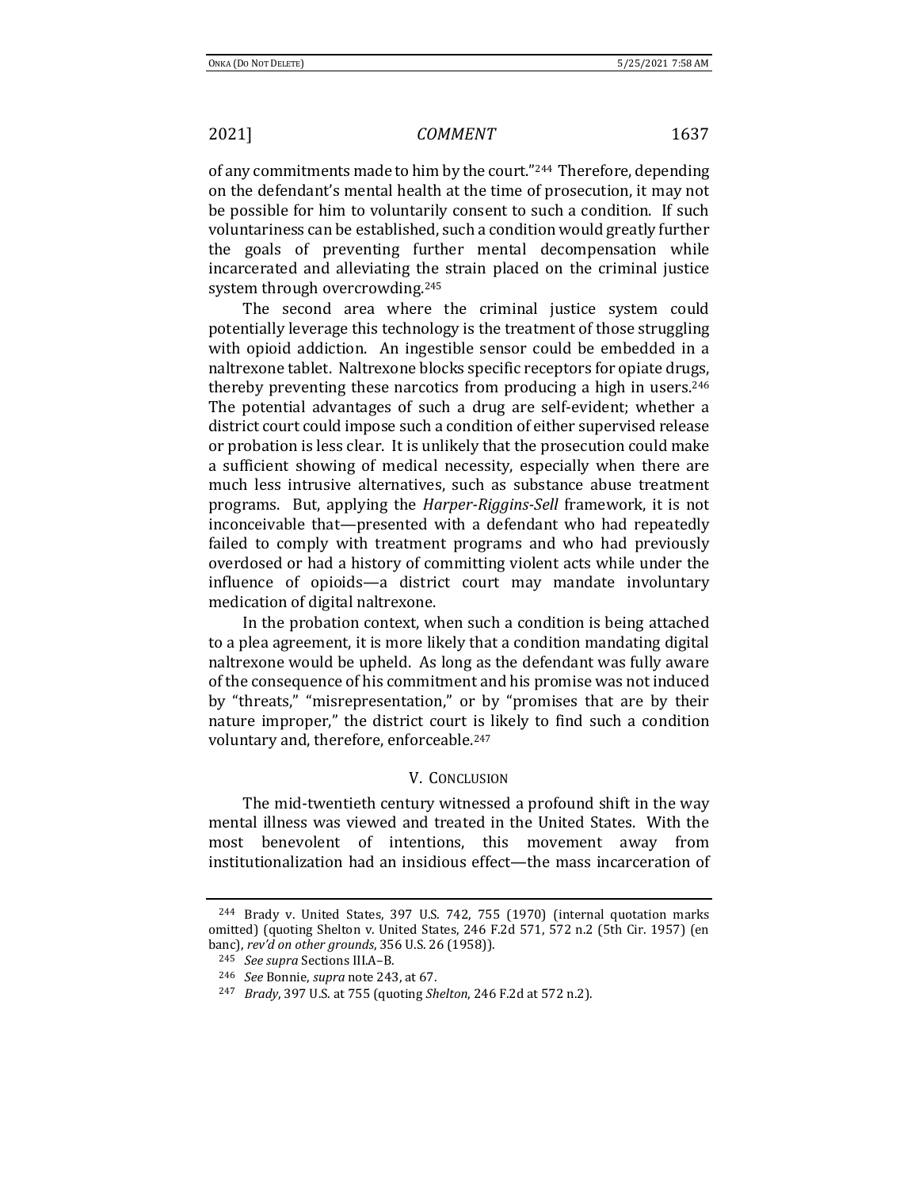of any commitments made to him by the court."[244] Therefore, depending on the defendant's mental health at the time of prosecution, it may not be possible for him to voluntarily consent to such a condition. If such voluntariness can be established, such a condition would greatly further the goals of preventing further mental decompensation while incarcerated and alleviating the strain placed on the criminal justice system through overcrowding.[245]

The second area where the criminal justice system could potentially leverage this technology is the treatment of those struggling with opioid addiction. An ingestible sensor could be embedded in a naltrexone tablet. Naltrexone blocks specific receptors for opiate drugs, thereby preventing these narcotics from producing a high in users.[246] The potential advantages of such a drug are self-evident; whether a district court could impose such a condition of either supervised release or probation is less clear. It is unlikely that the prosecution could make a sufficient showing of medical necessity, especially when there are much less intrusive alternatives, such as substance abuse treatment programs. But, applying the *Harper-Riggins-Sell* framework, it is not inconceivable that—presented with a defendant who had repeatedly failed to comply with treatment programs and who had previously overdosed or had a history of committing violent acts while under the influence of opioids—a district court may mandate involuntary medication of digital naltrexone.

In the probation context, when such a condition is being attached to a plea agreement, it is more likely that a condition mandating digital naltrexone would be upheld. As long as the defendant was fully aware of the consequence of his commitment and his promise was not induced by "threats," "misrepresentation," or by "promises that are by their nature improper," the district court is likely to find such a condition voluntary and, therefore, enforceable.[247]

## V. Conclusion

The mid-twentieth century witnessed a profound shift in the way mental illness was viewed and treated in the United States. With the most benevolent of intentions, this movement away from institutionalization had an insidious effect—the mass incarceration of

---

[244] Brady v. United States, 397 U.S. 742, 755 (1970) (internal quotation marks omitted) (quoting Shelton v. United States, 246 F.2d 571, 572 n.2 (5th Cir. 1957) (en banc), *rev'd on other grounds*, 356 U.S. 26 (1958)).

[245] *See supra* Sections III.A–B.

[246] *See* Bonnie, *supra* note 243, at 67.

[247] *Brady*, 397 U.S. at 755 (quoting *Shelton*, 246 F.2d at 572 n.2).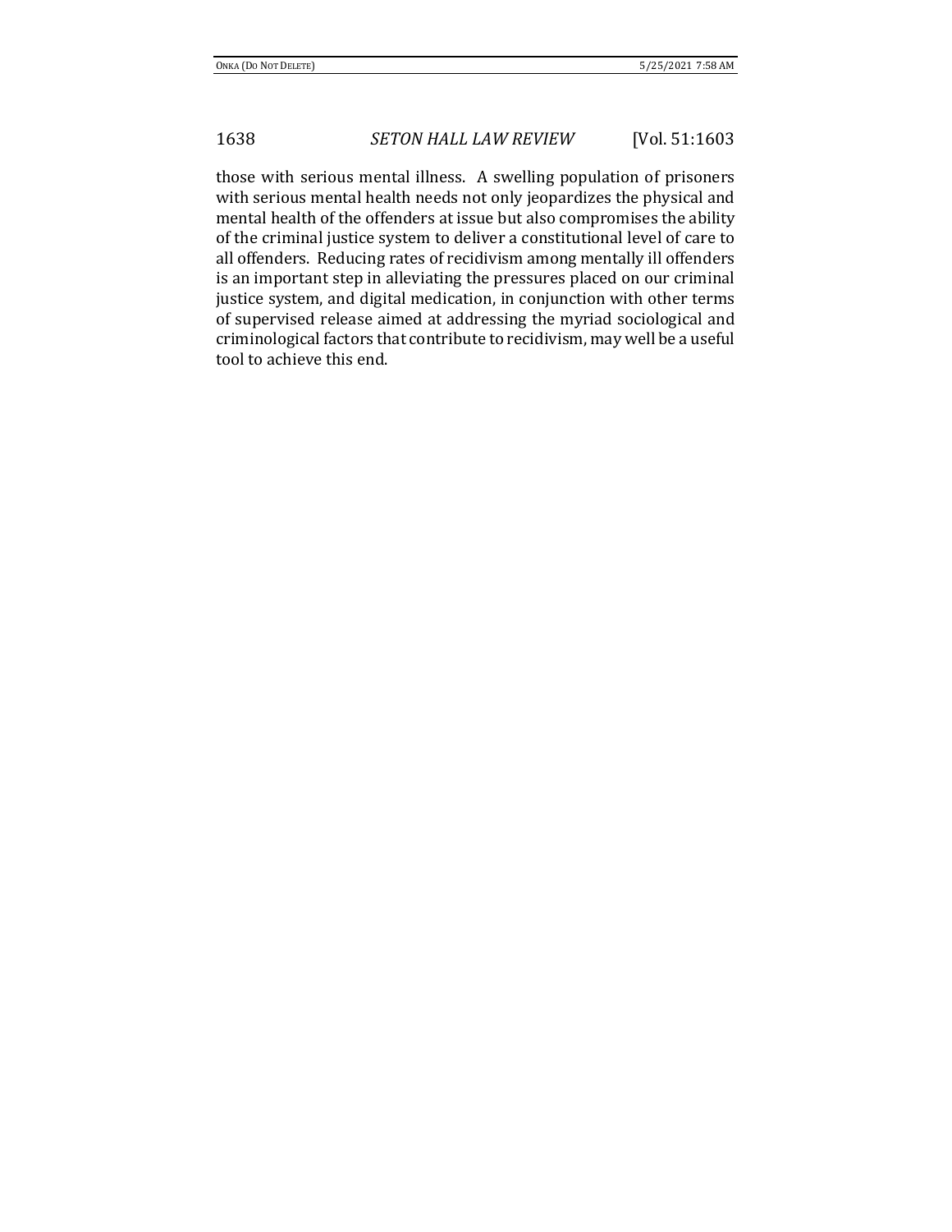those with serious mental illness. A swelling population of prisoners with serious mental health needs not only jeopardizes the physical and mental health of the offenders at issue but also compromises the ability of the criminal justice system to deliver a constitutional level of care to all offenders. Reducing rates of recidivism among mentally ill offenders is an important step in alleviating the pressures placed on our criminal justice system, and digital medication, in conjunction with other terms of supervised release aimed at addressing the myriad sociological and criminological factors that contribute to recidivism, may well be a useful tool to achieve this end.